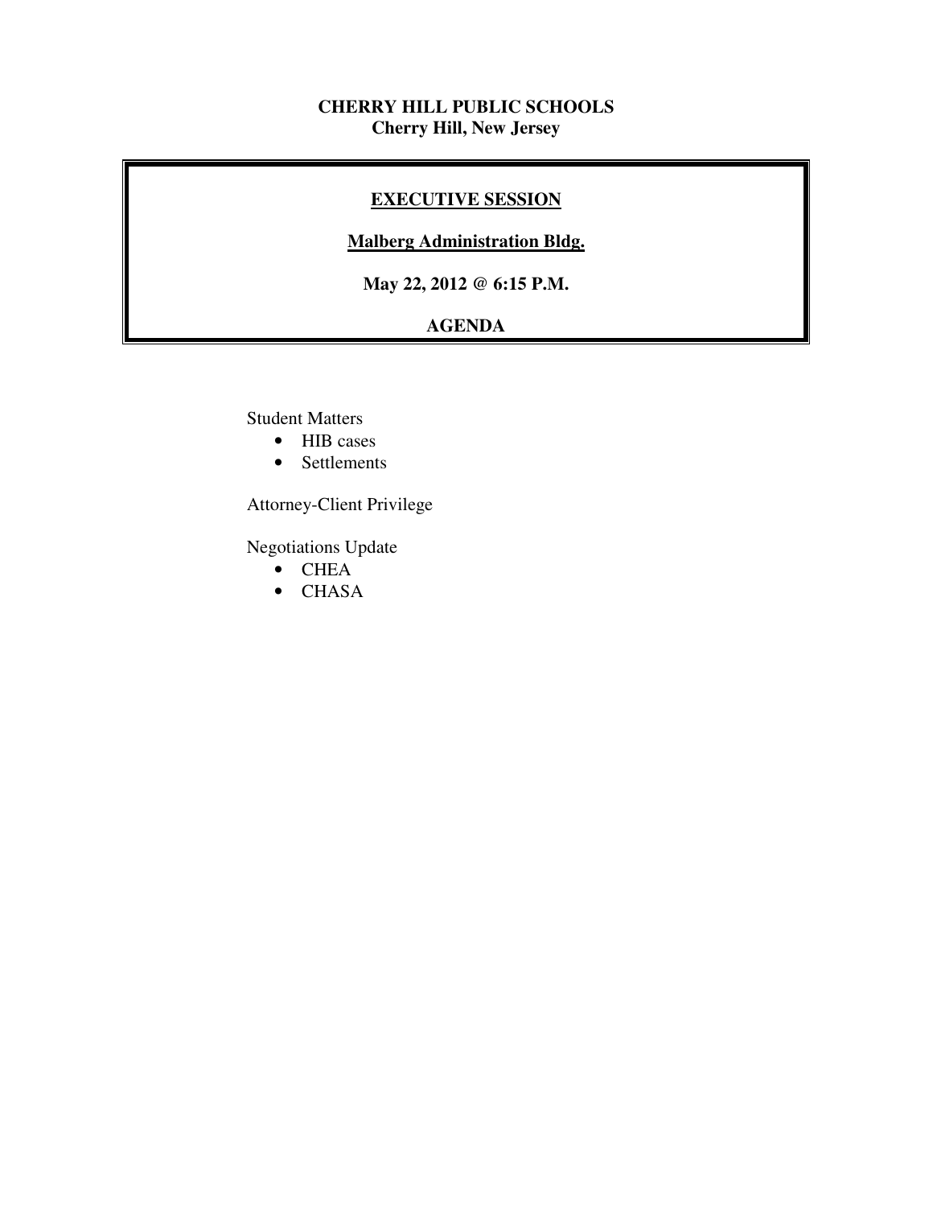**CHERRY HILL PUBLIC SCHOOLS**
**Cherry Hill, New Jersey**

## EXECUTIVE SESSION

**Malberg Administration Bldg.**

**May 22, 2012 @ 6:15 P.M.**

**AGENDA**

Student Matters

- HIB cases
- Settlements

Attorney-Client Privilege

Negotiations Update

- CHEA
- CHASA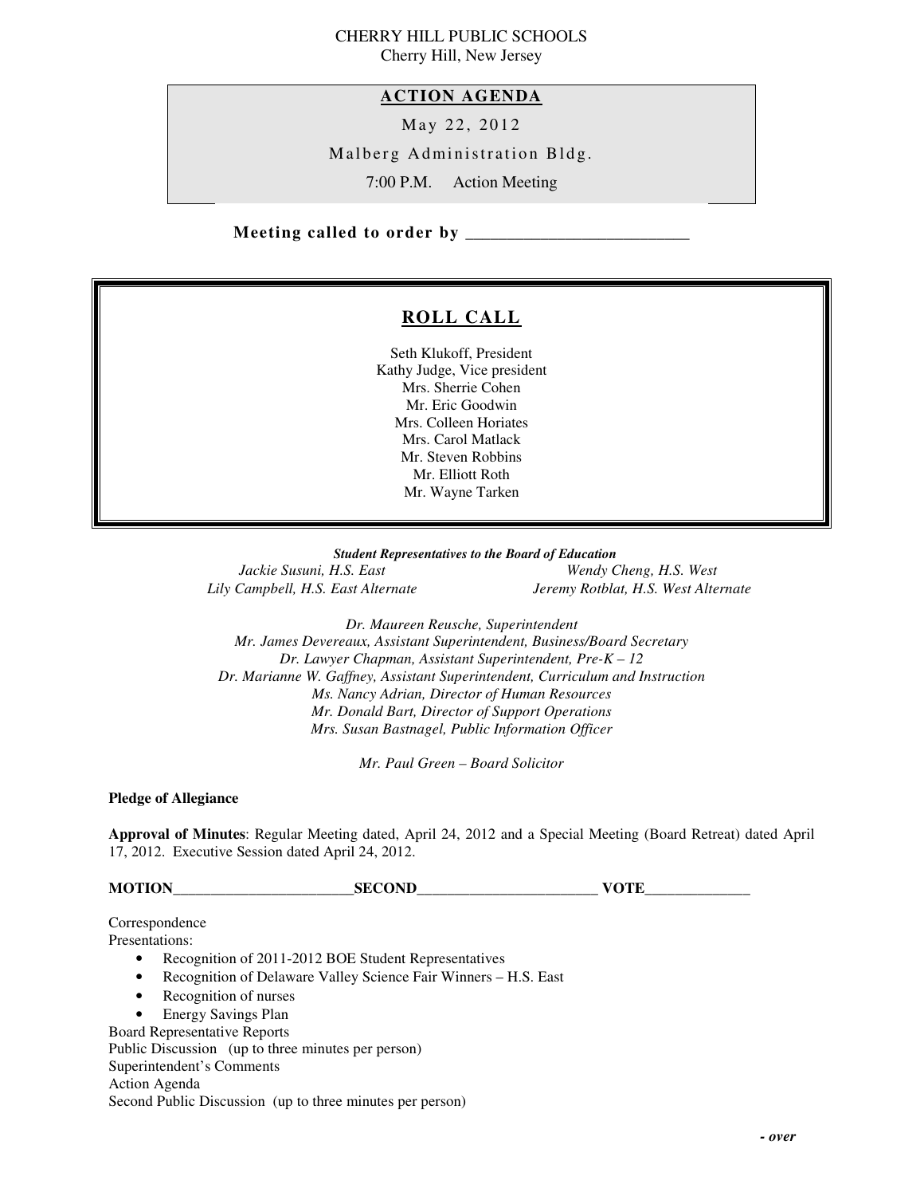CHERRY HILL PUBLIC SCHOOLS
Cherry Hill, New Jersey

## ACTION AGENDA

May 22, 2012

Malberg Administration Bldg.

7:00 P.M. Action Meeting

**Meeting called to order by \_\_\_\_\_\_\_\_\_\_\_\_\_\_\_\_\_\_\_\_\_\_\_\_\_\_**

## ROLL CALL

Seth Klukoff, President
Kathy Judge, Vice president
Mrs. Sherrie Cohen
Mr. Eric Goodwin
Mrs. Colleen Horiates
Mrs. Carol Matlack
Mr. Steven Robbins
Mr. Elliott Roth
Mr. Wayne Tarken

***Student Representatives to the Board of Education***

*Jackie Susuni, H.S. East*
*Lily Campbell, H.S. East Alternate*
*Wendy Cheng, H.S. West*
*Jeremy Rotblat, H.S. West Alternate*

*Dr. Maureen Reusche, Superintendent*
*Mr. James Devereaux, Assistant Superintendent, Business/Board Secretary*
*Dr. Lawyer Chapman, Assistant Superintendent, Pre-K – 12*
*Dr. Marianne W. Gaffney, Assistant Superintendent, Curriculum and Instruction*
*Ms. Nancy Adrian, Director of Human Resources*
*Mr. Donald Bart, Director of Support Operations*
*Mrs. Susan Bastnagel, Public Information Officer*

*Mr. Paul Green – Board Solicitor*

**Pledge of Allegiance**

**Approval of Minutes**: Regular Meeting dated, April 24, 2012 and a Special Meeting (Board Retreat) dated April 17, 2012. Executive Session dated April 24, 2012.

**MOTION\_\_\_\_\_\_\_\_\_\_\_\_\_\_\_\_\_\_\_\_\_\_\_\_SECOND\_\_\_\_\_\_\_\_\_\_\_\_\_\_\_\_\_\_\_\_\_\_\_\_ VOTE\_\_\_\_\_\_\_\_\_\_\_\_\_\_**

Correspondence
Presentations:

- Recognition of 2011-2012 BOE Student Representatives
- Recognition of Delaware Valley Science Fair Winners – H.S. East
- Recognition of nurses
- Energy Savings Plan

Board Representative Reports
Public Discussion (up to three minutes per person)
Superintendent's Comments
Action Agenda
Second Public Discussion (up to three minutes per person)

***- over***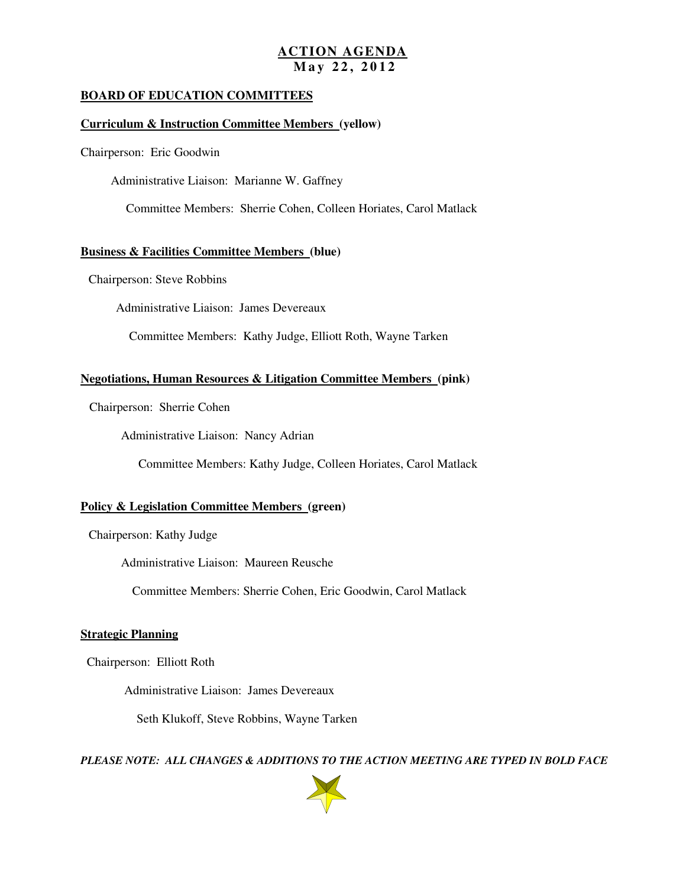# ACTION AGENDA
## May 22, 2012

**BOARD OF EDUCATION COMMITTEES**

**Curriculum & Instruction Committee Members (yellow)**

Chairperson: Eric Goodwin

Administrative Liaison: Marianne W. Gaffney

Committee Members: Sherrie Cohen, Colleen Horiates, Carol Matlack

**Business & Facilities Committee Members (blue)**

Chairperson: Steve Robbins

Administrative Liaison: James Devereaux

Committee Members: Kathy Judge, Elliott Roth, Wayne Tarken

**Negotiations, Human Resources & Litigation Committee Members (pink)**

Chairperson: Sherrie Cohen

Administrative Liaison: Nancy Adrian

Committee Members: Kathy Judge, Colleen Horiates, Carol Matlack

**Policy & Legislation Committee Members (green)**

Chairperson: Kathy Judge

Administrative Liaison: Maureen Reusche

Committee Members: Sherrie Cohen, Eric Goodwin, Carol Matlack

**Strategic Planning**

Chairperson: Elliott Roth

Administrative Liaison: James Devereaux

Seth Klukoff, Steve Robbins, Wayne Tarken

***PLEASE NOTE: ALL CHANGES & ADDITIONS TO THE ACTION MEETING ARE TYPED IN BOLD FACE***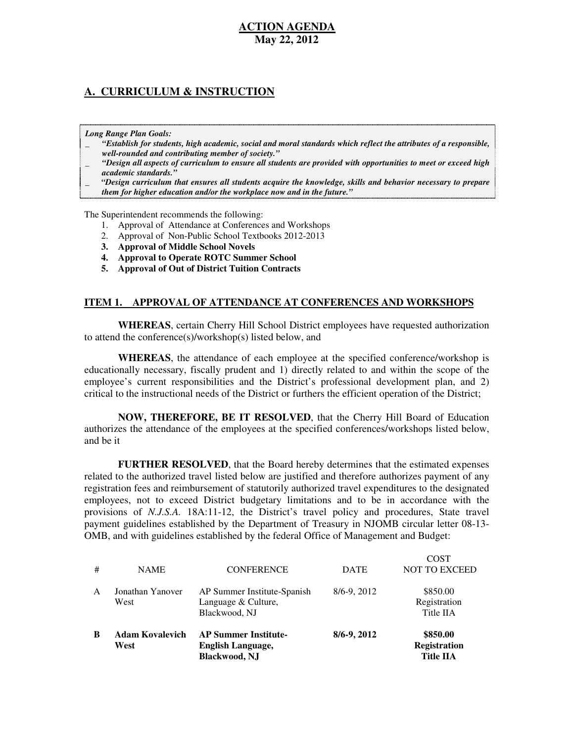**ACTION AGENDA**
**May 22, 2012**

## A. CURRICULUM & INSTRUCTION

***Long Range Plan Goals:***

- ***"Establish for students, high academic, social and moral standards which reflect the attributes of a responsible, well-rounded and contributing member of society."***
- ***"Design all aspects of curriculum to ensure all students are provided with opportunities to meet or exceed high academic standards."***
- ***"Design curriculum that ensures all students acquire the knowledge, skills and behavior necessary to prepare them for higher education and/or the workplace now and in the future."***

The Superintendent recommends the following:

1. Approval of Attendance at Conferences and Workshops
2. Approval of Non-Public School Textbooks 2012-2013
3. **Approval of Middle School Novels**
4. **Approval to Operate ROTC Summer School**
5. **Approval of Out of District Tuition Contracts**

### ITEM 1. APPROVAL OF ATTENDANCE AT CONFERENCES AND WORKSHOPS

**WHEREAS**, certain Cherry Hill School District employees have requested authorization to attend the conference(s)/workshop(s) listed below, and

**WHEREAS**, the attendance of each employee at the specified conference/workshop is educationally necessary, fiscally prudent and 1) directly related to and within the scope of the employee's current responsibilities and the District's professional development plan, and 2) critical to the instructional needs of the District or furthers the efficient operation of the District;

**NOW, THEREFORE, BE IT RESOLVED**, that the Cherry Hill Board of Education authorizes the attendance of the employees at the specified conferences/workshops listed below, and be it

**FURTHER RESOLVED**, that the Board hereby determines that the estimated expenses related to the authorized travel listed below are justified and therefore authorizes payment of any registration fees and reimbursement of statutorily authorized travel expenditures to the designated employees, not to exceed District budgetary limitations and to be in accordance with the provisions of *N.J.S.A.* 18A:11-12, the District's travel policy and procedures, State travel payment guidelines established by the Department of Treasury in NJOMB circular letter 08-13-OMB, and with guidelines established by the federal Office of Management and Budget:

| # | NAME | CONFERENCE | DATE | COST NOT TO EXCEED |
|---|---|---|---|---|
| A | Jonathan Yanover West | AP Summer Institute-Spanish Language & Culture, Blackwood, NJ | 8/6-9, 2012 | $850.00 Registration Title IIA |
| **B** | **Adam Kovalevich West** | **AP Summer Institute- English Language, Blackwood, NJ** | **8/6-9, 2012** | **$850.00 Registration Title IIA** |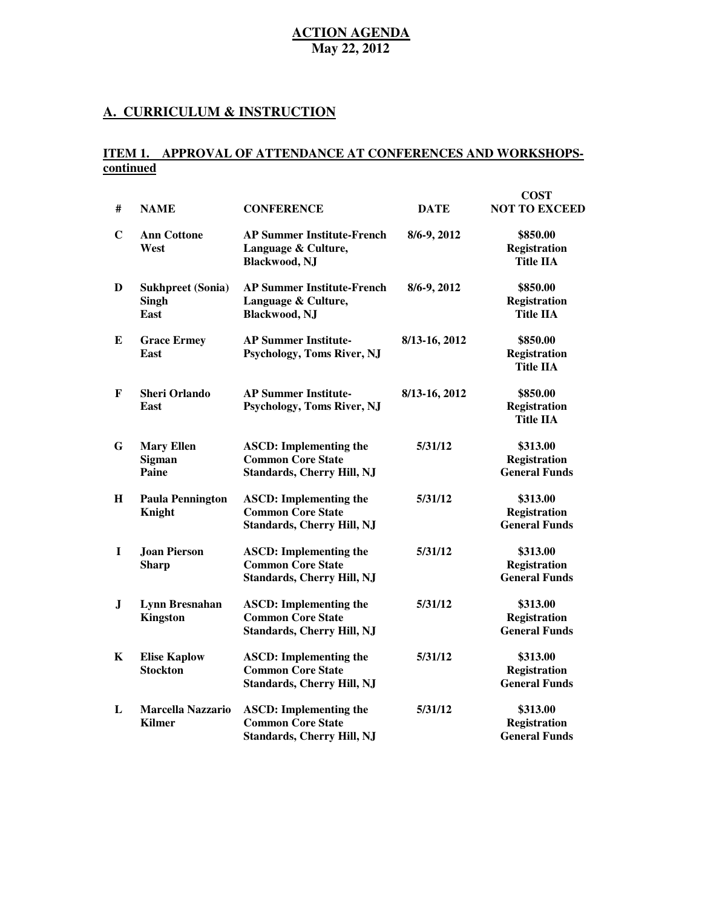# ACTION AGENDA
**May 22, 2012**

## A. CURRICULUM & INSTRUCTION

### ITEM 1. APPROVAL OF ATTENDANCE AT CONFERENCES AND WORKSHOPS-continued

| # | NAME | CONFERENCE | DATE | COST NOT TO EXCEED |
|---|---|---|---|---|
| C | Ann Cottone West | AP Summer Institute-French Language & Culture, Blackwood, NJ | 8/6-9, 2012 | $850.00 Registration Title IIA |
| D | Sukhpreet (Sonia) Singh East | AP Summer Institute-French Language & Culture, Blackwood, NJ | 8/6-9, 2012 | $850.00 Registration Title IIA |
| E | Grace Ermey East | AP Summer Institute-Psychology, Toms River, NJ | 8/13-16, 2012 | $850.00 Registration Title IIA |
| F | Sheri Orlando East | AP Summer Institute-Psychology, Toms River, NJ | 8/13-16, 2012 | $850.00 Registration Title IIA |
| G | Mary Ellen Sigman Paine | ASCD: Implementing the Common Core State Standards, Cherry Hill, NJ | 5/31/12 | $313.00 Registration General Funds |
| H | Paula Pennington Knight | ASCD: Implementing the Common Core State Standards, Cherry Hill, NJ | 5/31/12 | $313.00 Registration General Funds |
| I | Joan Pierson Sharp | ASCD: Implementing the Common Core State Standards, Cherry Hill, NJ | 5/31/12 | $313.00 Registration General Funds |
| J | Lynn Bresnahan Kingston | ASCD: Implementing the Common Core State Standards, Cherry Hill, NJ | 5/31/12 | $313.00 Registration General Funds |
| K | Elise Kaplow Stockton | ASCD: Implementing the Common Core State Standards, Cherry Hill, NJ | 5/31/12 | $313.00 Registration General Funds |
| L | Marcella Nazzario Kilmer | ASCD: Implementing the Common Core State Standards, Cherry Hill, NJ | 5/31/12 | $313.00 Registration General Funds |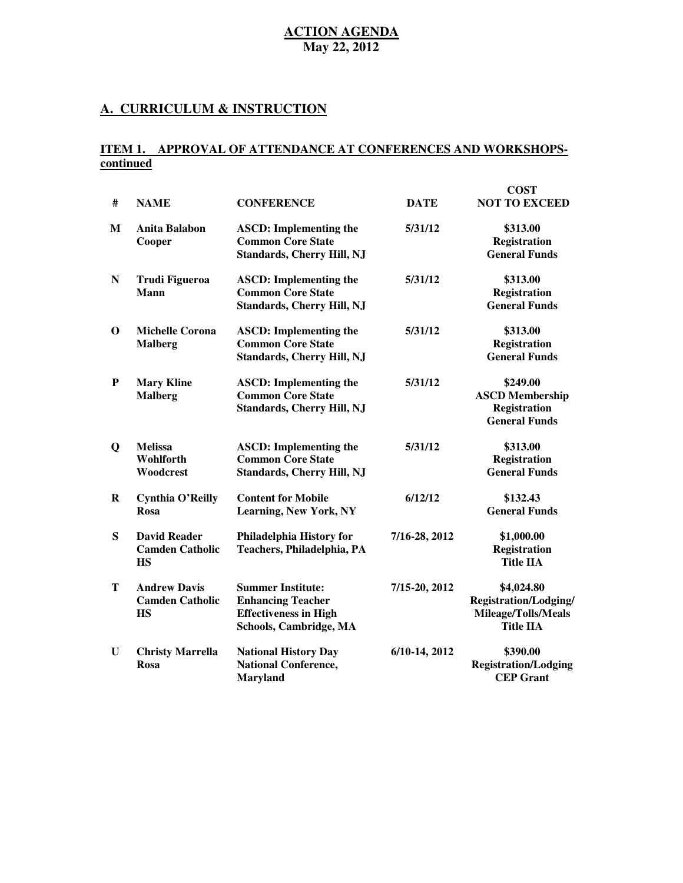# ACTION AGENDA
**May 22, 2012**

## A. CURRICULUM & INSTRUCTION

### ITEM 1. APPROVAL OF ATTENDANCE AT CONFERENCES AND WORKSHOPS-continued

| # | NAME | CONFERENCE | DATE | COST NOT TO EXCEED |
|---|---|---|---|---|
| M | Anita Balabon Cooper | ASCD: Implementing the Common Core State Standards, Cherry Hill, NJ | 5/31/12 | $313.00 Registration General Funds |
| N | Trudi Figueroa Mann | ASCD: Implementing the Common Core State Standards, Cherry Hill, NJ | 5/31/12 | $313.00 Registration General Funds |
| O | Michelle Corona Malberg | ASCD: Implementing the Common Core State Standards, Cherry Hill, NJ | 5/31/12 | $313.00 Registration General Funds |
| P | Mary Kline Malberg | ASCD: Implementing the Common Core State Standards, Cherry Hill, NJ | 5/31/12 | $249.00 ASCD Membership Registration General Funds |
| Q | Melissa Wohlforth Woodcrest | ASCD: Implementing the Common Core State Standards, Cherry Hill, NJ | 5/31/12 | $313.00 Registration General Funds |
| R | Cynthia O'Reilly Rosa | Content for Mobile Learning, New York, NY | 6/12/12 | $132.43 General Funds |
| S | David Reader Camden Catholic HS | Philadelphia History for Teachers, Philadelphia, PA | 7/16-28, 2012 | $1,000.00 Registration Title IIA |
| T | Andrew Davis Camden Catholic HS | Summer Institute: Enhancing Teacher Effectiveness in High Schools, Cambridge, MA | 7/15-20, 2012 | $4,024.80 Registration/Lodging/ Mileage/Tolls/Meals Title IIA |
| U | Christy Marrella Rosa | National History Day National Conference, Maryland | 6/10-14, 2012 | $390.00 Registration/Lodging CEP Grant |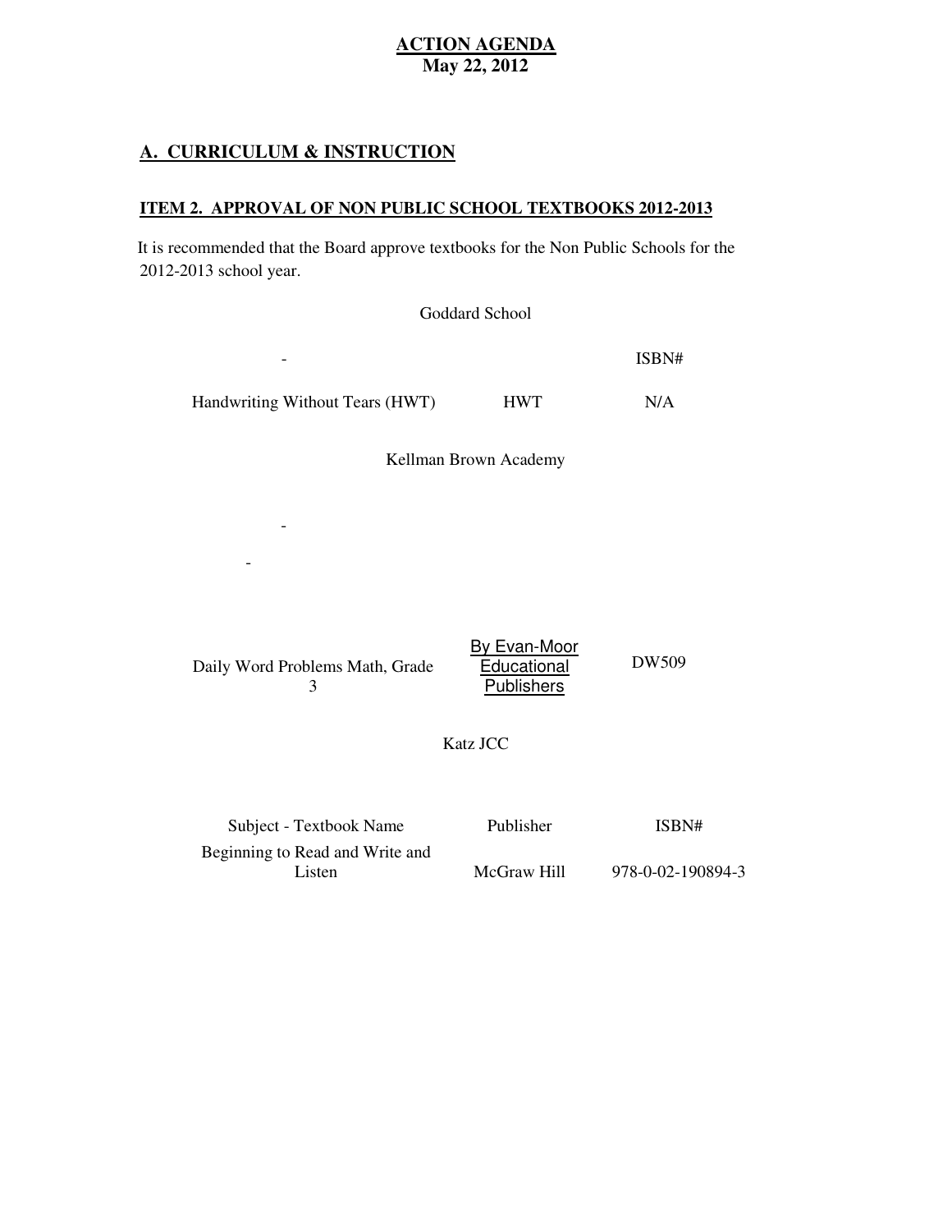**ACTION AGENDA**
**May 22, 2012**

## A. CURRICULUM & INSTRUCTION

### ITEM 2. APPROVAL OF NON PUBLIC SCHOOL TEXTBOOKS 2012-2013

It is recommended that the Board approve textbooks for the Non Public Schools for the 2012-2013 school year.

Goddard School

| - | | ISBN# |
|---|---|---|
| Handwriting Without Tears (HWT) | HWT | N/A |

Kellman Brown Academy

| - | | |
|---|---|---|
| - | | |
| Daily Word Problems Math, Grade 3 | By Evan-Moor Educational Publishers | DW509 |

Katz JCC

| Subject - Textbook Name | Publisher | ISBN# |
|---|---|---|
| Beginning to Read and Write and Listen | McGraw Hill | 978-0-02-190894-3 |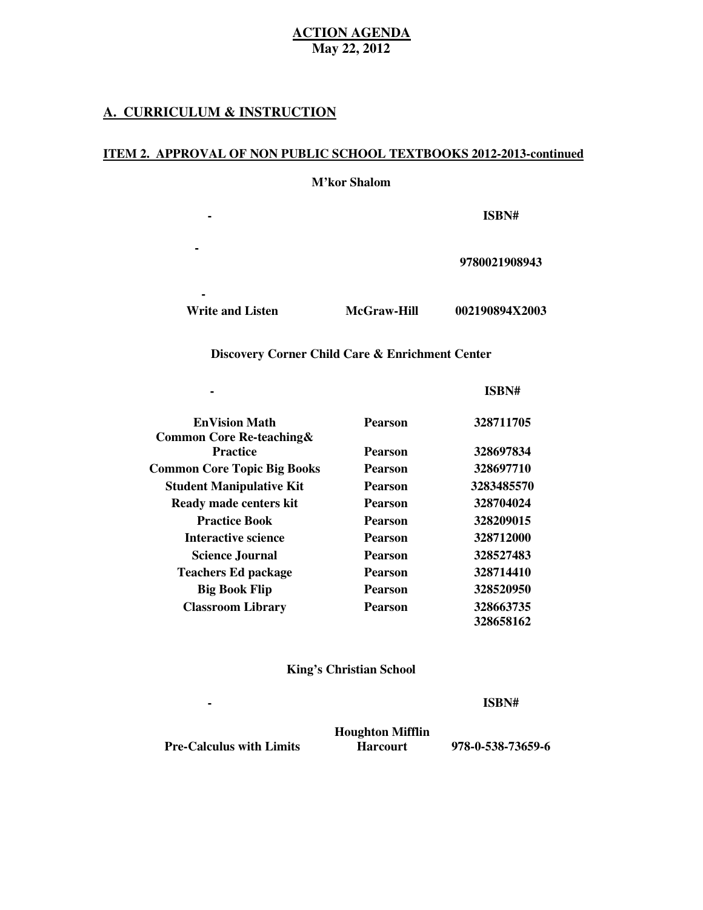**ACTION AGENDA**
**May 22, 2012**

## A. CURRICULUM & INSTRUCTION

### ITEM 2. APPROVAL OF NON PUBLIC SCHOOL TEXTBOOKS 2012-2013-continued

**M'kor Shalom**

| - | | ISBN# |
|---|---|---|
| - | | 9780021908943 |
| - Write and Listen | McGraw-Hill | 002190894X2003 |

**Discovery Corner Child Care & Enrichment Center**

| - | | ISBN# |
|---|---|---|
| EnVision Math | Pearson | 328711705 |
| Common Core Re-teaching& Practice | Pearson | 328697834 |
| Common Core Topic Big Books | Pearson | 328697710 |
| Student Manipulative Kit | Pearson | 3283485570 |
| Ready made centers kit | Pearson | 328704024 |
| Practice Book | Pearson | 328209015 |
| Interactive science | Pearson | 328712000 |
| Science Journal | Pearson | 328527483 |
| Teachers Ed package | Pearson | 328714410 |
| Big Book Flip | Pearson | 328520950 |
| Classroom Library | Pearson | 328663735<br>328658162 |

**King's Christian School**

| - | | ISBN# |
|---|---|---|
| Pre-Calculus with Limits | Houghton Mifflin Harcourt | 978-0-538-73659-6 |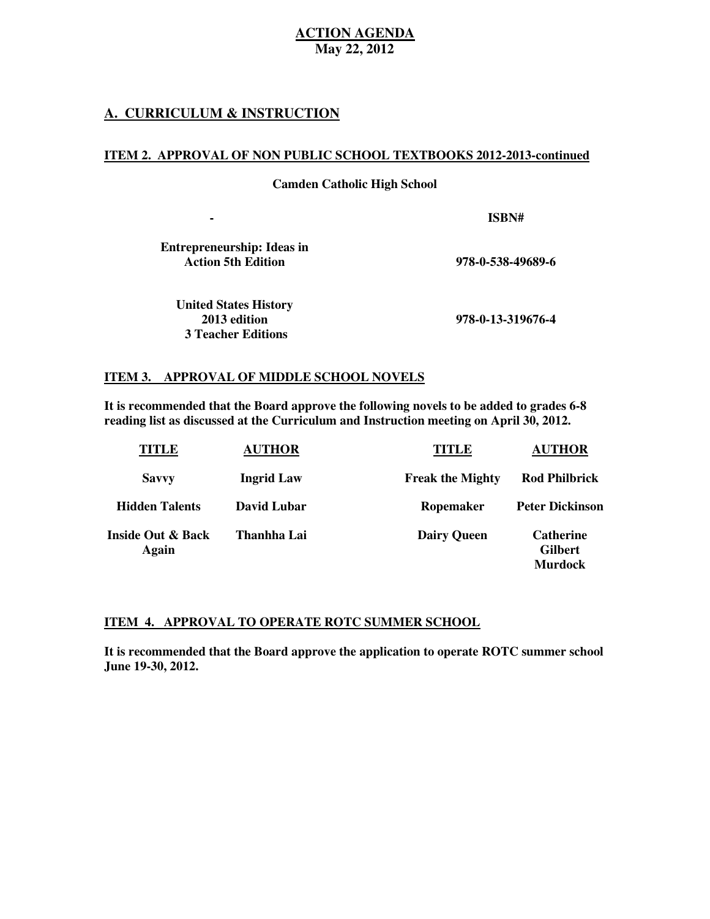**ACTION AGENDA**
**May 22, 2012**

## A. CURRICULUM & INSTRUCTION

### ITEM 2. APPROVAL OF NON PUBLIC SCHOOL TEXTBOOKS 2012-2013-continued

**Camden Catholic High School**

| - | ISBN# |
|---|---|
| Entrepreneurship: Ideas in Action 5th Edition | 978-0-538-49689-6 |
| United States History 2013 edition 3 Teacher Editions | 978-0-13-319676-4 |

### ITEM 3. APPROVAL OF MIDDLE SCHOOL NOVELS

**It is recommended that the Board approve the following novels to be added to grades 6-8 reading list as discussed at the Curriculum and Instruction meeting on April 30, 2012.**

| TITLE | AUTHOR | TITLE | AUTHOR |
|---|---|---|---|
| Savvy | Ingrid Law | Freak the Mighty | Rod Philbrick |
| Hidden Talents | David Lubar | Ropemaker | Peter Dickinson |
| Inside Out & Back Again | Thanhha Lai | Dairy Queen | Catherine Gilbert Murdock |

### ITEM 4. APPROVAL TO OPERATE ROTC SUMMER SCHOOL

**It is recommended that the Board approve the application to operate ROTC summer school June 19-30, 2012.**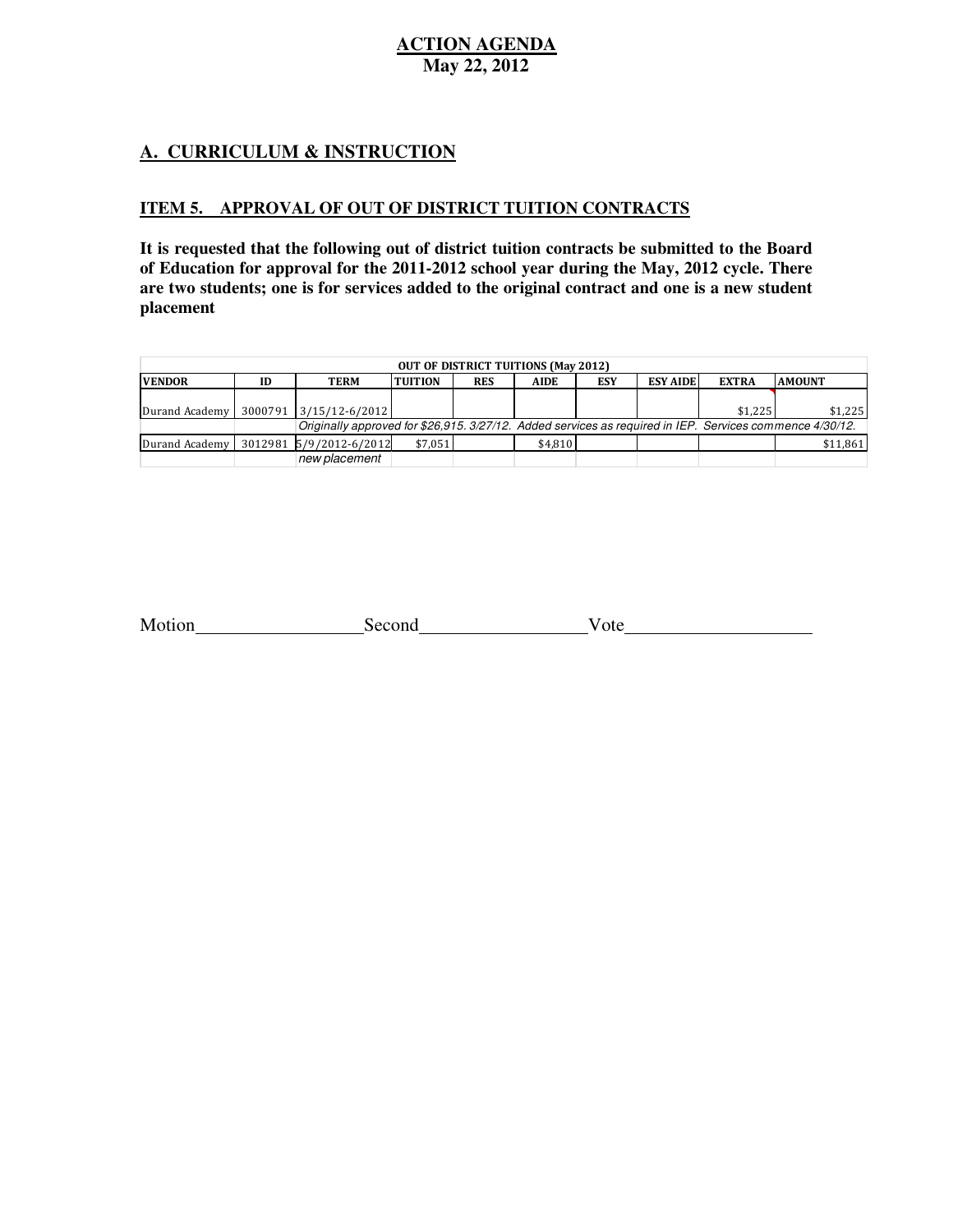**ACTION AGENDA**
**May 22, 2012**

## A. CURRICULUM & INSTRUCTION

### ITEM 5. APPROVAL OF OUT OF DISTRICT TUITION CONTRACTS

**It is requested that the following out of district tuition contracts be submitted to the Board of Education for approval for the 2011-2012 school year during the May, 2012 cycle. There are two students; one is for services added to the original contract and one is a new student placement**

| OUT OF DISTRICT TUITIONS (May 2012) | | | | | | | | | |
|---|---|---|---|---|---|---|---|---|---|
| **VENDOR** | **ID** | **TERM** | **TUITION** | **RES** | **AIDE** | **ESY** | **ESY AIDE** | **EXTRA** | **AMOUNT** |
| Durand Academy | 3000791 | 3/15/12-6/2012 | | | | | | $1,225 | $1,225 |
| | | *Originally approved for $26,915. 3/27/12. Added services as required in IEP. Services commence 4/30/12.* | | | | | | | |
| Durand Academy | 3012981 | 5/9/2012-6/2012 | $7,051 | | $4,810 | | | | $11,861 |
| | | *new placement* | | | | | | | |

Motion__________________Second__________________Vote____________________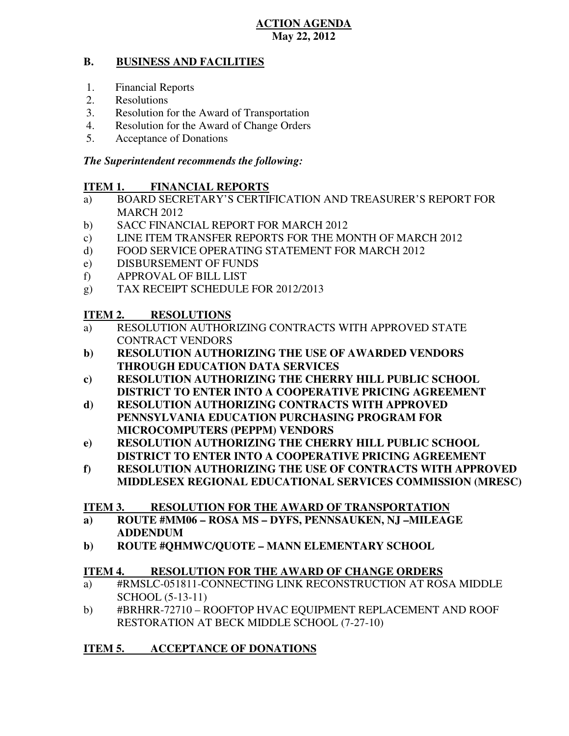**ACTION AGENDA**
**May 22, 2012**

## B. BUSINESS AND FACILITIES

1. Financial Reports
2. Resolutions
3. Resolution for the Award of Transportation
4. Resolution for the Award of Change Orders
5. Acceptance of Donations

***The Superintendent recommends the following:***

### ITEM 1. FINANCIAL REPORTS

a) BOARD SECRETARY'S CERTIFICATION AND TREASURER'S REPORT FOR MARCH 2012
b) SACC FINANCIAL REPORT FOR MARCH 2012
c) LINE ITEM TRANSFER REPORTS FOR THE MONTH OF MARCH 2012
d) FOOD SERVICE OPERATING STATEMENT FOR MARCH 2012
e) DISBURSEMENT OF FUNDS
f) APPROVAL OF BILL LIST
g) TAX RECEIPT SCHEDULE FOR 2012/2013

### ITEM 2. RESOLUTIONS

a) RESOLUTION AUTHORIZING CONTRACTS WITH APPROVED STATE CONTRACT VENDORS
**b) RESOLUTION AUTHORIZING THE USE OF AWARDED VENDORS THROUGH EDUCATION DATA SERVICES**
**c) RESOLUTION AUTHORIZING THE CHERRY HILL PUBLIC SCHOOL DISTRICT TO ENTER INTO A COOPERATIVE PRICING AGREEMENT**
**d) RESOLUTION AUTHORIZING CONTRACTS WITH APPROVED PENNSYLVANIA EDUCATION PURCHASING PROGRAM FOR MICROCOMPUTERS (PEPPM) VENDORS**
**e) RESOLUTION AUTHORIZING THE CHERRY HILL PUBLIC SCHOOL DISTRICT TO ENTER INTO A COOPERATIVE PRICING AGREEMENT**
**f) RESOLUTION AUTHORIZING THE USE OF CONTRACTS WITH APPROVED MIDDLESEX REGIONAL EDUCATIONAL SERVICES COMMISSION (MRESC)**

### ITEM 3. RESOLUTION FOR THE AWARD OF TRANSPORTATION

**a) ROUTE #MM06 – ROSA MS – DYFS, PENNSAUKEN, NJ –MILEAGE ADDENDUM**
**b) ROUTE #QHMWC/QUOTE – MANN ELEMENTARY SCHOOL**

### ITEM 4. RESOLUTION FOR THE AWARD OF CHANGE ORDERS

a) #RMSLC-051811-CONNECTING LINK RECONSTRUCTION AT ROSA MIDDLE SCHOOL (5-13-11)
b) #BRHRR-72710 – ROOFTOP HVAC EQUIPMENT REPLACEMENT AND ROOF RESTORATION AT BECK MIDDLE SCHOOL (7-27-10)

### ITEM 5. ACCEPTANCE OF DONATIONS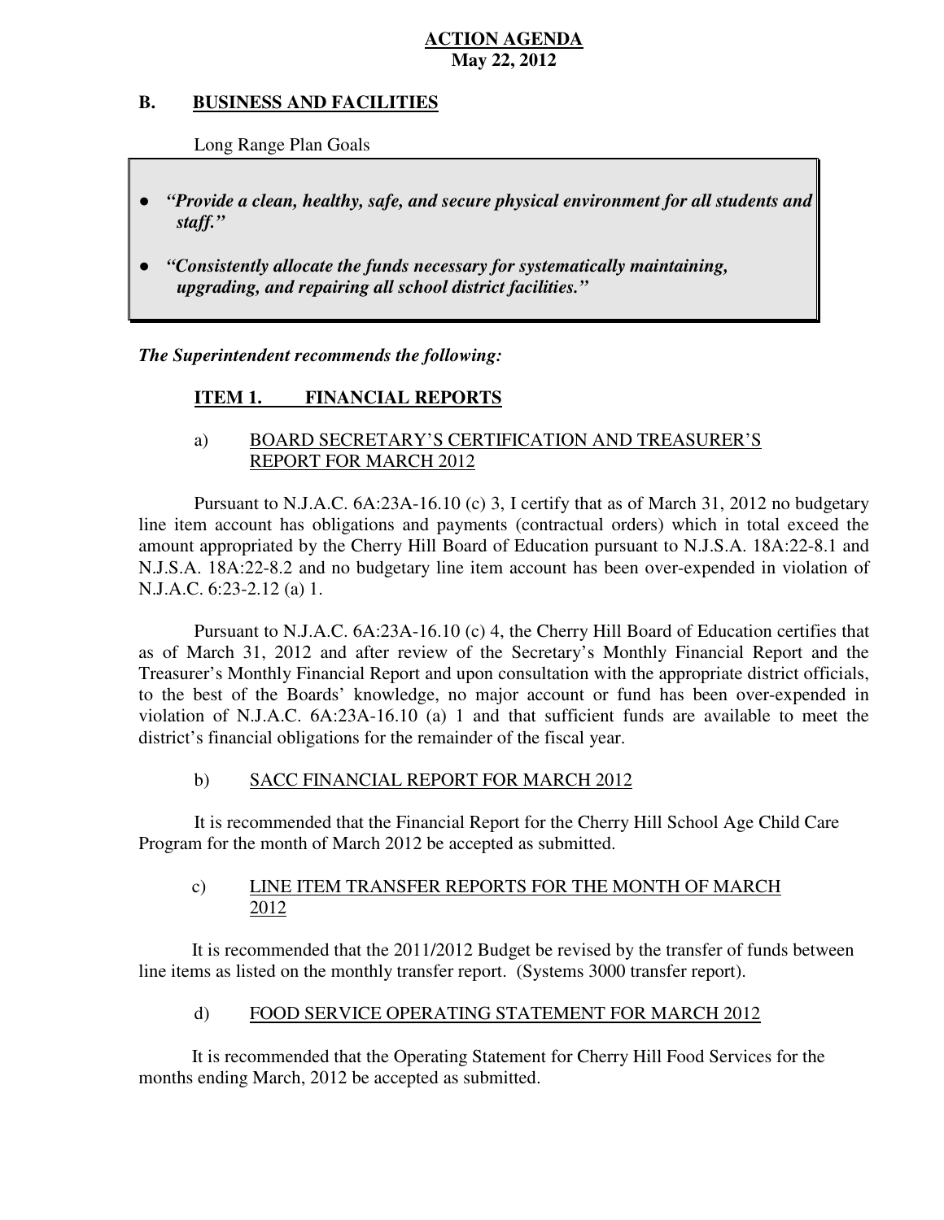**ACTION AGENDA**
**May 22, 2012**

## B. BUSINESS AND FACILITIES

Long Range Plan Goals

- ***"Provide a clean, healthy, safe, and secure physical environment for all students and staff."***
- ***"Consistently allocate the funds necessary for systematically maintaining, upgrading, and repairing all school district facilities."***

***The Superintendent recommends the following:***

### ITEM 1. FINANCIAL REPORTS

a) BOARD SECRETARY'S CERTIFICATION AND TREASURER'S REPORT FOR MARCH 2012

Pursuant to N.J.A.C. 6A:23A-16.10 (c) 3, I certify that as of March 31, 2012 no budgetary line item account has obligations and payments (contractual orders) which in total exceed the amount appropriated by the Cherry Hill Board of Education pursuant to N.J.S.A. 18A:22-8.1 and N.J.S.A. 18A:22-8.2 and no budgetary line item account has been over-expended in violation of N.J.A.C. 6:23-2.12 (a) 1.

Pursuant to N.J.A.C. 6A:23A-16.10 (c) 4, the Cherry Hill Board of Education certifies that as of March 31, 2012 and after review of the Secretary's Monthly Financial Report and the Treasurer's Monthly Financial Report and upon consultation with the appropriate district officials, to the best of the Boards' knowledge, no major account or fund has been over-expended in violation of N.J.A.C. 6A:23A-16.10 (a) 1 and that sufficient funds are available to meet the district's financial obligations for the remainder of the fiscal year.

b) SACC FINANCIAL REPORT FOR MARCH 2012

It is recommended that the Financial Report for the Cherry Hill School Age Child Care Program for the month of March 2012 be accepted as submitted.

c) LINE ITEM TRANSFER REPORTS FOR THE MONTH OF MARCH 2012

It is recommended that the 2011/2012 Budget be revised by the transfer of funds between line items as listed on the monthly transfer report. (Systems 3000 transfer report).

d) FOOD SERVICE OPERATING STATEMENT FOR MARCH 2012

It is recommended that the Operating Statement for Cherry Hill Food Services for the months ending March, 2012 be accepted as submitted.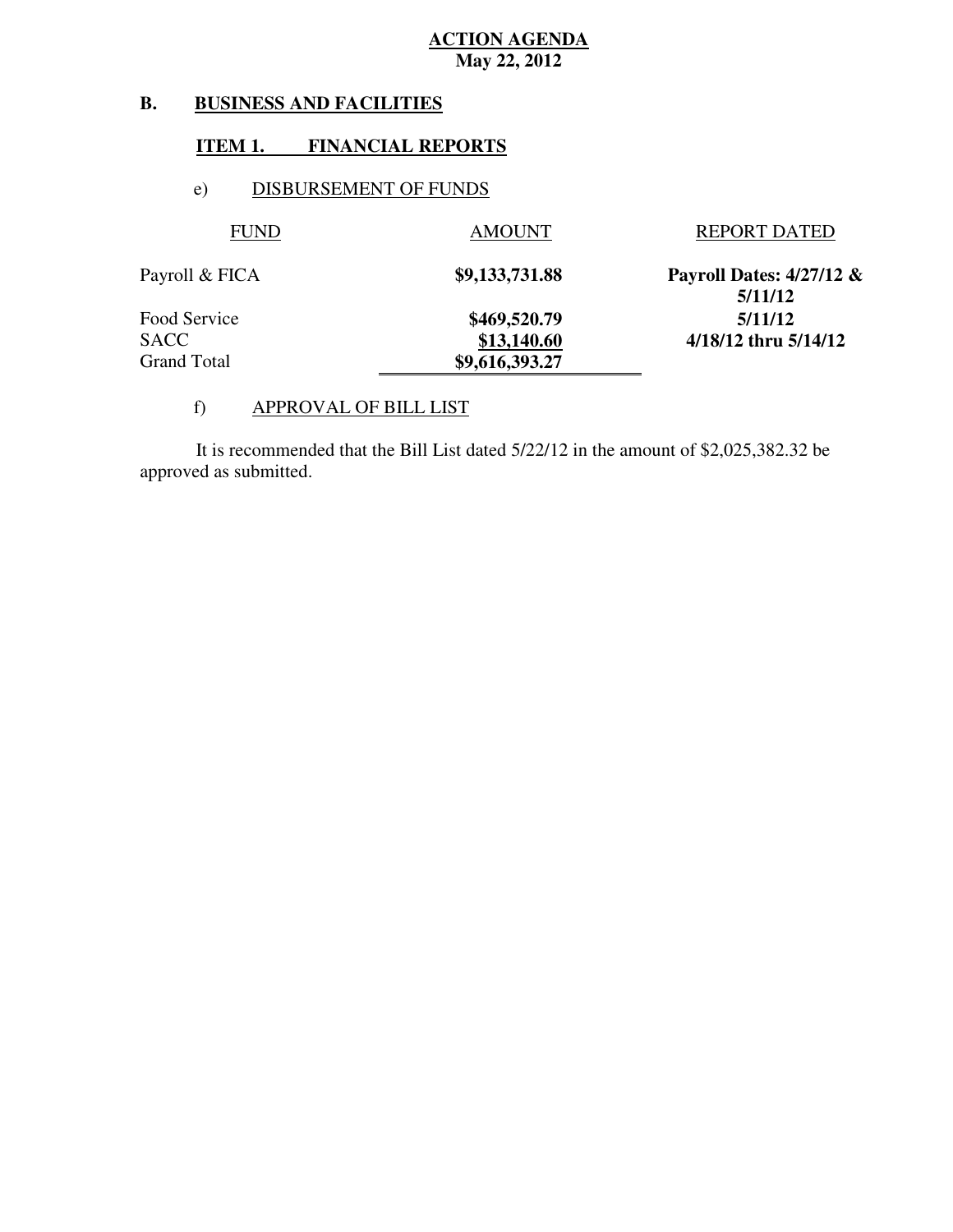**ACTION AGENDA**
**May 22, 2012**

## B. BUSINESS AND FACILITIES

### ITEM 1. FINANCIAL REPORTS

e) DISBURSEMENT OF FUNDS

| FUND | AMOUNT | REPORT DATED |
|---|---|---|
| Payroll & FICA | **$9,133,731.88** | **Payroll Dates: 4/27/12 & 5/11/12** |
| Food Service | **$469,520.79** | **5/11/12** |
| SACC | **$13,140.60** | **4/18/12 thru 5/14/12** |
| Grand Total | **$9,616,393.27** | |

f) APPROVAL OF BILL LIST

It is recommended that the Bill List dated 5/22/12 in the amount of $2,025,382.32 be approved as submitted.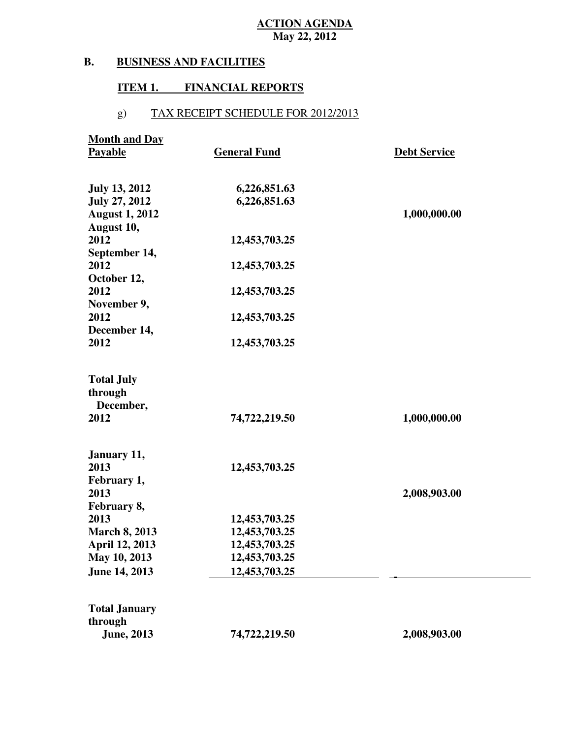**ACTION AGENDA**
**May 22, 2012**

## B. BUSINESS AND FACILITIES

### ITEM 1. FINANCIAL REPORTS

g) TAX RECEIPT SCHEDULE FOR 2012/2013

| Month and Day Payable | General Fund | Debt Service |
|---|---|---|
| July 13, 2012 | 6,226,851.63 | |
| July 27, 2012 | 6,226,851.63 | |
| August 1, 2012 | | 1,000,000.00 |
| August 10, 2012 | 12,453,703.25 | |
| September 14, 2012 | 12,453,703.25 | |
| October 12, 2012 | 12,453,703.25 | |
| November 9, 2012 | 12,453,703.25 | |
| December 14, 2012 | 12,453,703.25 | |
| **Total July through December, 2012** | **74,722,219.50** | **1,000,000.00** |
| January 11, 2013 | 12,453,703.25 | |
| February 1, 2013 | | 2,008,903.00 |
| February 8, 2013 | 12,453,703.25 | |
| March 8, 2013 | 12,453,703.25 | |
| April 12, 2013 | 12,453,703.25 | |
| May 10, 2013 | 12,453,703.25 | |
| June 14, 2013 | 12,453,703.25 | - |
| **Total January through June, 2013** | **74,722,219.50** | **2,008,903.00** |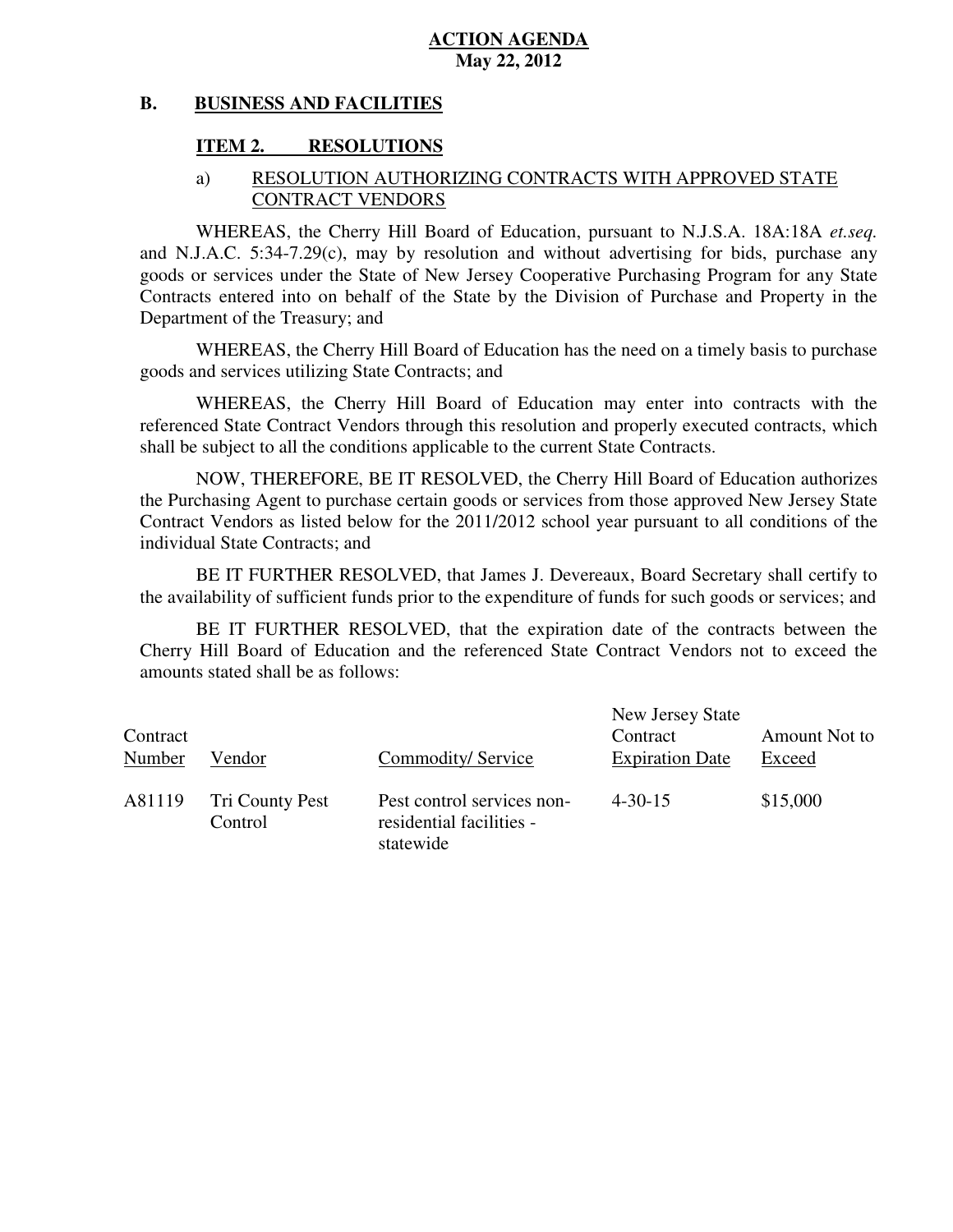**ACTION AGENDA**
**May 22, 2012**

## B. BUSINESS AND FACILITIES

### ITEM 2. RESOLUTIONS

a) RESOLUTION AUTHORIZING CONTRACTS WITH APPROVED STATE CONTRACT VENDORS

WHEREAS, the Cherry Hill Board of Education, pursuant to N.J.S.A. 18A:18A *et.seq.* and N.J.A.C. 5:34-7.29(c), may by resolution and without advertising for bids, purchase any goods or services under the State of New Jersey Cooperative Purchasing Program for any State Contracts entered into on behalf of the State by the Division of Purchase and Property in the Department of the Treasury; and

WHEREAS, the Cherry Hill Board of Education has the need on a timely basis to purchase goods and services utilizing State Contracts; and

WHEREAS, the Cherry Hill Board of Education may enter into contracts with the referenced State Contract Vendors through this resolution and properly executed contracts, which shall be subject to all the conditions applicable to the current State Contracts.

NOW, THEREFORE, BE IT RESOLVED, the Cherry Hill Board of Education authorizes the Purchasing Agent to purchase certain goods or services from those approved New Jersey State Contract Vendors as listed below for the 2011/2012 school year pursuant to all conditions of the individual State Contracts; and

BE IT FURTHER RESOLVED, that James J. Devereaux, Board Secretary shall certify to the availability of sufficient funds prior to the expenditure of funds for such goods or services; and

BE IT FURTHER RESOLVED, that the expiration date of the contracts between the Cherry Hill Board of Education and the referenced State Contract Vendors not to exceed the amounts stated shall be as follows:

| Contract Number | Vendor | Commodity/ Service | New Jersey State Contract Expiration Date | Amount Not to Exceed |
|---|---|---|---|---|
| A81119 | Tri County Pest Control | Pest control services non-residential facilities - statewide | 4-30-15 | $15,000 |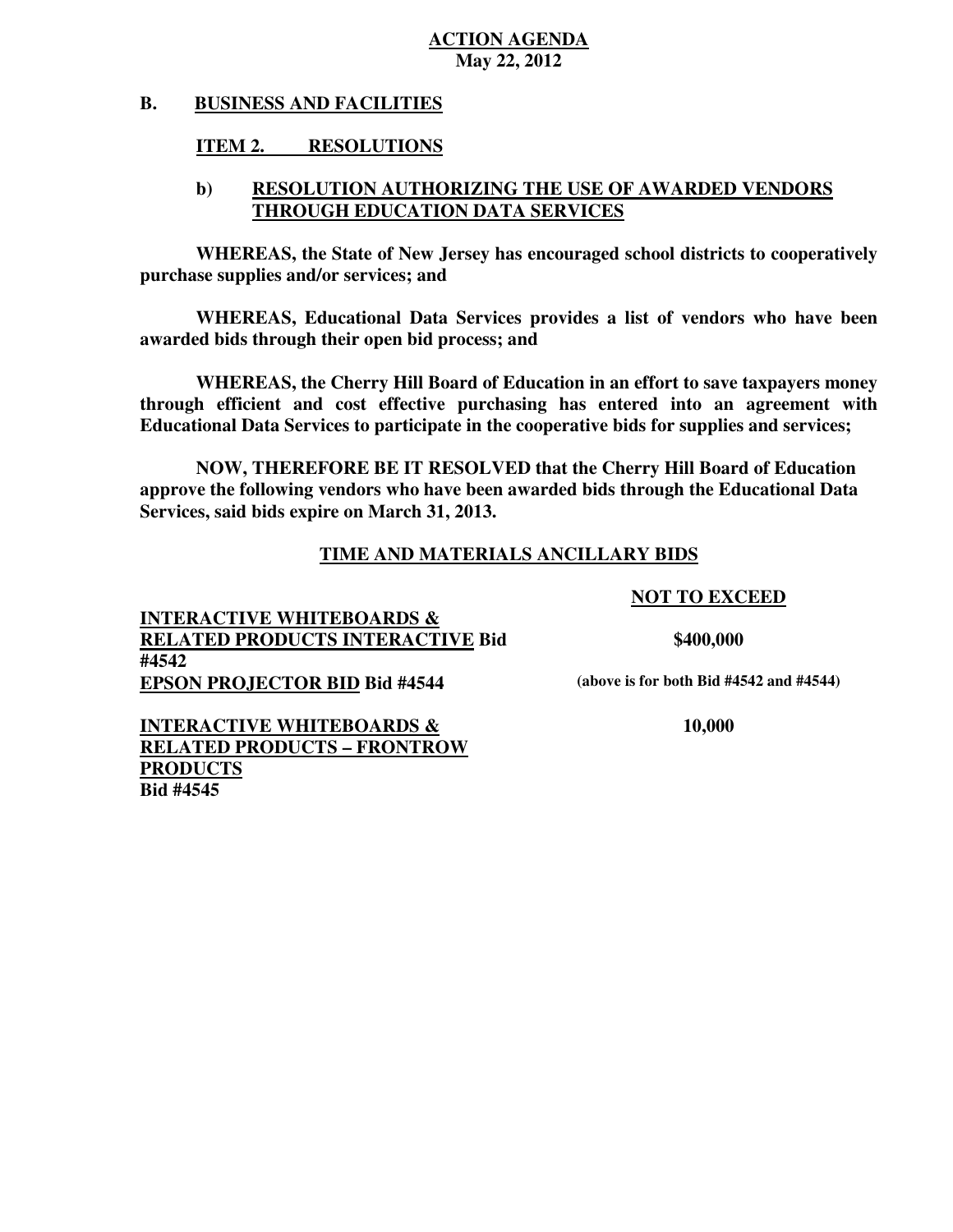**ACTION AGENDA**
**May 22, 2012**

## B. BUSINESS AND FACILITIES

### ITEM 2. RESOLUTIONS

#### b) RESOLUTION AUTHORIZING THE USE OF AWARDED VENDORS THROUGH EDUCATION DATA SERVICES

**WHEREAS, the State of New Jersey has encouraged school districts to cooperatively purchase supplies and/or services; and**

**WHEREAS, Educational Data Services provides a list of vendors who have been awarded bids through their open bid process; and**

**WHEREAS, the Cherry Hill Board of Education in an effort to save taxpayers money through efficient and cost effective purchasing has entered into an agreement with Educational Data Services to participate in the cooperative bids for supplies and services;**

**NOW, THEREFORE BE IT RESOLVED that the Cherry Hill Board of Education approve the following vendors who have been awarded bids through the Educational Data Services, said bids expire on March 31, 2013.**

**TIME AND MATERIALS ANCILLARY BIDS**

| | **NOT TO EXCEED** |
|---|---|
| **INTERACTIVE WHITEBOARDS & RELATED PRODUCTS INTERACTIVE Bid #4542** | **\$400,000** |
| **EPSON PROJECTOR BID Bid #4544** | **(above is for both Bid #4542 and #4544)** |
| **INTERACTIVE WHITEBOARDS & RELATED PRODUCTS – FRONTROW PRODUCTS Bid #4545** | **10,000** |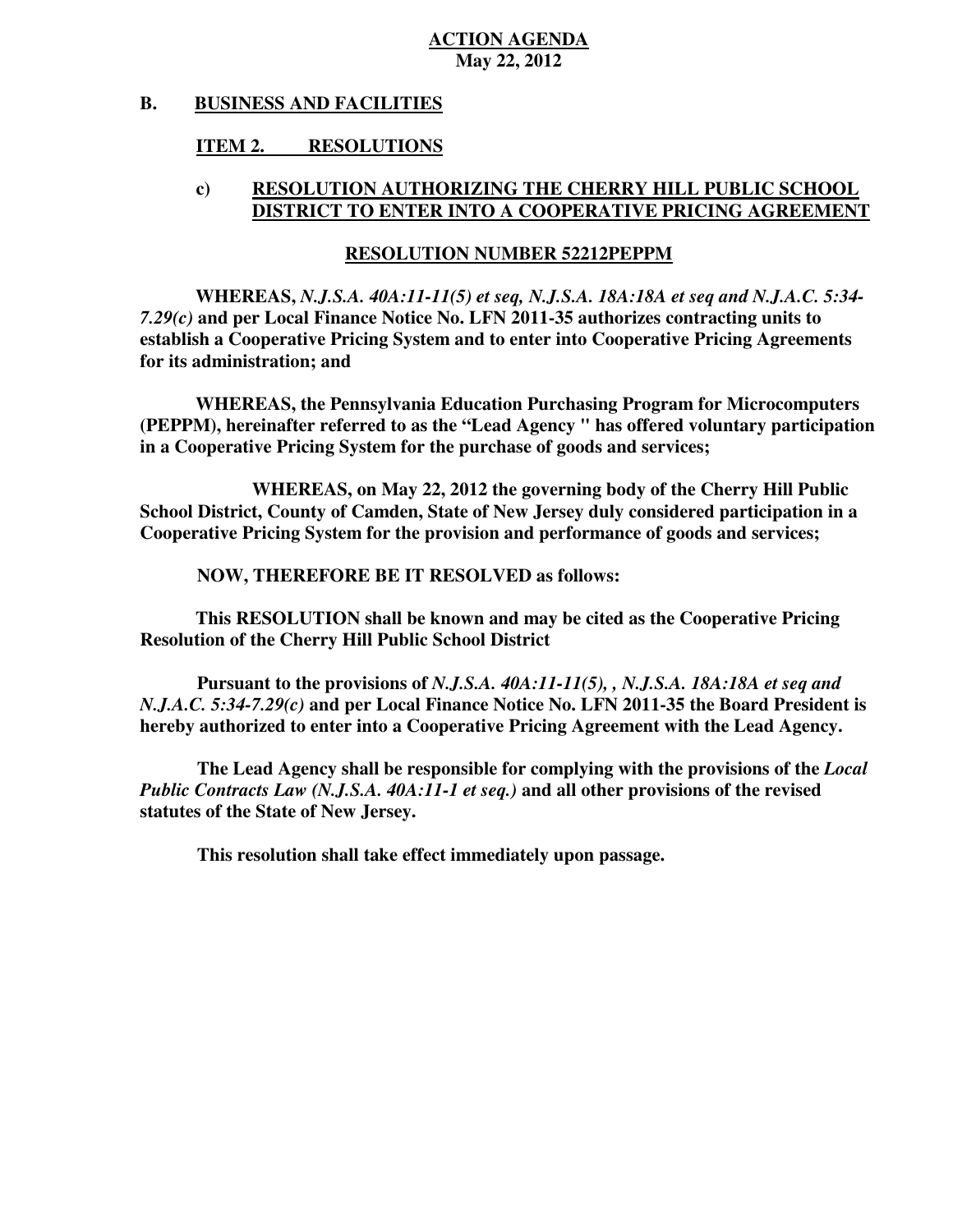**ACTION AGENDA**
**May 22, 2012**

## B. BUSINESS AND FACILITIES

### ITEM 2. RESOLUTIONS

### c) RESOLUTION AUTHORIZING THE CHERRY HILL PUBLIC SCHOOL DISTRICT TO ENTER INTO A COOPERATIVE PRICING AGREEMENT

**RESOLUTION NUMBER 52212PEPPM**

**WHEREAS,** ***N.J.S.A. 40A:11-11(5) et seq, N.J.S.A. 18A:18A et seq and N.J.A.C. 5:34-7.29(c)*** **and per Local Finance Notice No. LFN 2011-35 authorizes contracting units to establish a Cooperative Pricing System and to enter into Cooperative Pricing Agreements for its administration; and**

**WHEREAS, the Pennsylvania Education Purchasing Program for Microcomputers (PEPPM), hereinafter referred to as the "Lead Agency " has offered voluntary participation in a Cooperative Pricing System for the purchase of goods and services;**

**WHEREAS, on May 22, 2012 the governing body of the Cherry Hill Public School District, County of Camden, State of New Jersey duly considered participation in a Cooperative Pricing System for the provision and performance of goods and services;**

**NOW, THEREFORE BE IT RESOLVED as follows:**

**This RESOLUTION shall be known and may be cited as the Cooperative Pricing Resolution of the Cherry Hill Public School District**

**Pursuant to the provisions of** ***N.J.S.A. 40A:11-11(5), , N.J.S.A. 18A:18A et seq and N.J.A.C. 5:34-7.29(c)*** **and per Local Finance Notice No. LFN 2011-35 the Board President is hereby authorized to enter into a Cooperative Pricing Agreement with the Lead Agency.**

**The Lead Agency shall be responsible for complying with the provisions of the** ***Local Public Contracts Law (N.J.S.A. 40A:11-1 et seq.)*** **and all other provisions of the revised statutes of the State of New Jersey.**

**This resolution shall take effect immediately upon passage.**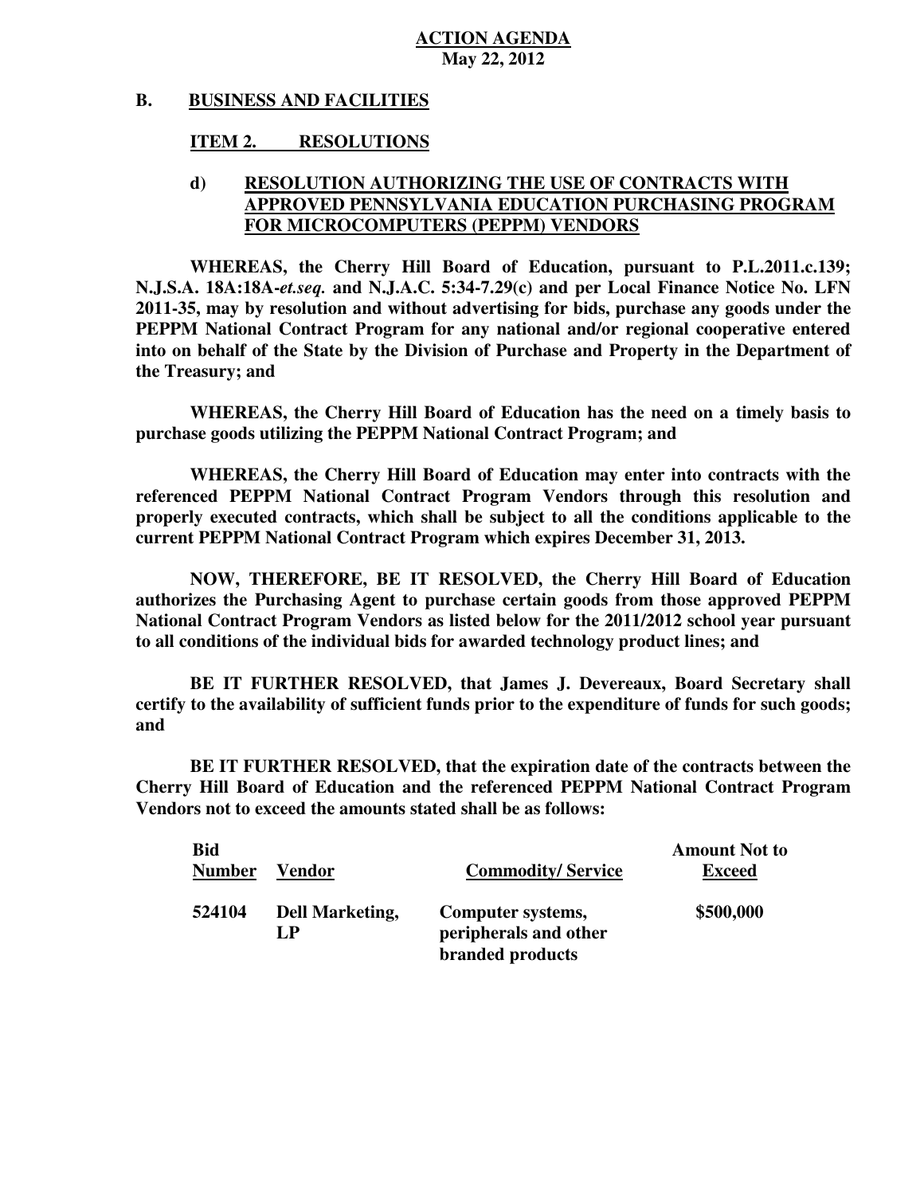**ACTION AGENDA**
**May 22, 2012**

## B. BUSINESS AND FACILITIES

### ITEM 2. RESOLUTIONS

#### d) RESOLUTION AUTHORIZING THE USE OF CONTRACTS WITH APPROVED PENNSYLVANIA EDUCATION PURCHASING PROGRAM FOR MICROCOMPUTERS (PEPPM) VENDORS

**WHEREAS, the Cherry Hill Board of Education, pursuant to P.L.2011.c.139; N.J.S.A. 18A:18A-*et.seq.* and N.J.A.C. 5:34-7.29(c) and per Local Finance Notice No. LFN 2011-35, may by resolution and without advertising for bids, purchase any goods under the PEPPM National Contract Program for any national and/or regional cooperative entered into on behalf of the State by the Division of Purchase and Property in the Department of the Treasury; and**

**WHEREAS, the Cherry Hill Board of Education has the need on a timely basis to purchase goods utilizing the PEPPM National Contract Program; and**

**WHEREAS, the Cherry Hill Board of Education may enter into contracts with the referenced PEPPM National Contract Program Vendors through this resolution and properly executed contracts, which shall be subject to all the conditions applicable to the current PEPPM National Contract Program which expires December 31, 2013.**

**NOW, THEREFORE, BE IT RESOLVED, the Cherry Hill Board of Education authorizes the Purchasing Agent to purchase certain goods from those approved PEPPM National Contract Program Vendors as listed below for the 2011/2012 school year pursuant to all conditions of the individual bids for awarded technology product lines; and**

**BE IT FURTHER RESOLVED, that James J. Devereaux, Board Secretary shall certify to the availability of sufficient funds prior to the expenditure of funds for such goods; and**

**BE IT FURTHER RESOLVED, that the expiration date of the contracts between the Cherry Hill Board of Education and the referenced PEPPM National Contract Program Vendors not to exceed the amounts stated shall be as follows:**

| Bid Number | Vendor | Commodity/ Service | Amount Not to Exceed |
|---|---|---|---|
| 524104 | Dell Marketing, LP | Computer systems, peripherals and other branded products | $500,000 |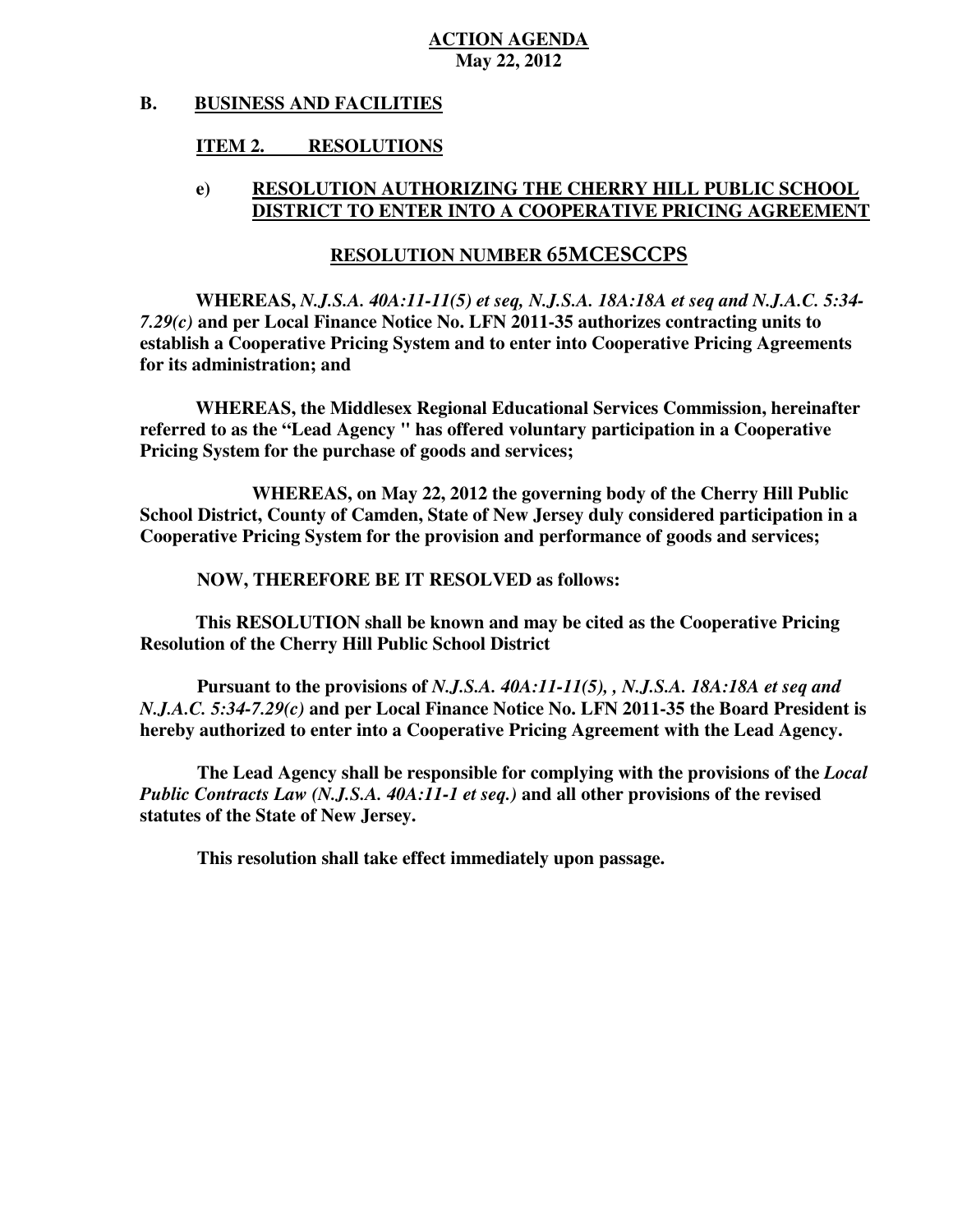**ACTION AGENDA**
**May 22, 2012**

## B. BUSINESS AND FACILITIES

### ITEM 2. RESOLUTIONS

### e) RESOLUTION AUTHORIZING THE CHERRY HILL PUBLIC SCHOOL DISTRICT TO ENTER INTO A COOPERATIVE PRICING AGREEMENT

**RESOLUTION NUMBER 65MCESCCPS**

**WHEREAS,** ***N.J.S.A. 40A:11-11(5) et seq, N.J.S.A. 18A:18A et seq and N.J.A.C. 5:34-7.29(c)*** **and per Local Finance Notice No. LFN 2011-35 authorizes contracting units to establish a Cooperative Pricing System and to enter into Cooperative Pricing Agreements for its administration; and**

**WHEREAS, the Middlesex Regional Educational Services Commission, hereinafter referred to as the "Lead Agency " has offered voluntary participation in a Cooperative Pricing System for the purchase of goods and services;**

**WHEREAS, on May 22, 2012 the governing body of the Cherry Hill Public School District, County of Camden, State of New Jersey duly considered participation in a Cooperative Pricing System for the provision and performance of goods and services;**

**NOW, THEREFORE BE IT RESOLVED as follows:**

**This RESOLUTION shall be known and may be cited as the Cooperative Pricing Resolution of the Cherry Hill Public School District**

**Pursuant to the provisions of** ***N.J.S.A. 40A:11-11(5), , N.J.S.A. 18A:18A et seq and N.J.A.C. 5:34-7.29(c)*** **and per Local Finance Notice No. LFN 2011-35 the Board President is hereby authorized to enter into a Cooperative Pricing Agreement with the Lead Agency.**

**The Lead Agency shall be responsible for complying with the provisions of the** ***Local Public Contracts Law (N.J.S.A. 40A:11-1 et seq.)*** **and all other provisions of the revised statutes of the State of New Jersey.**

**This resolution shall take effect immediately upon passage.**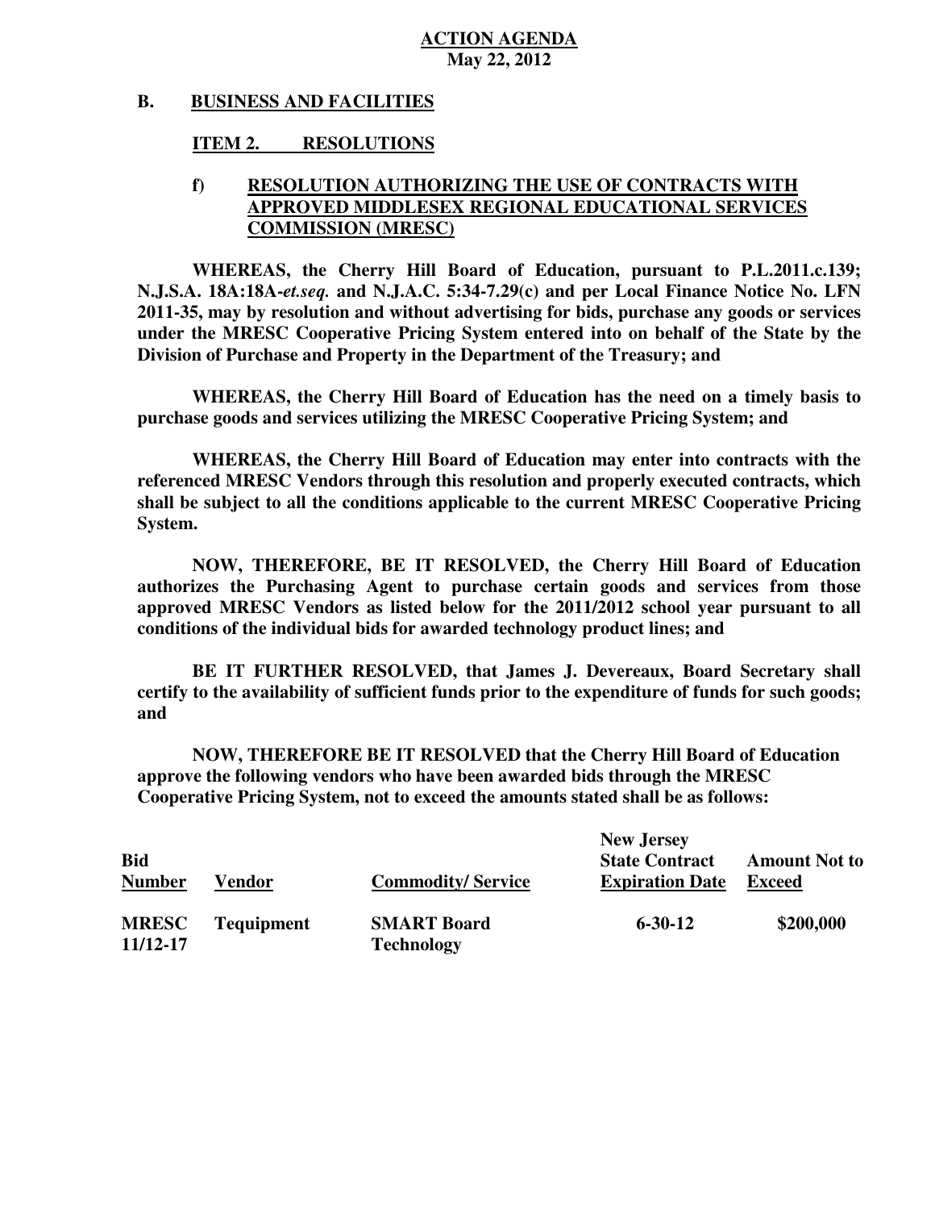**ACTION AGENDA**
**May 22, 2012**

**B. BUSINESS AND FACILITIES**

**ITEM 2. RESOLUTIONS**

**f) RESOLUTION AUTHORIZING THE USE OF CONTRACTS WITH APPROVED MIDDLESEX REGIONAL EDUCATIONAL SERVICES COMMISSION (MRESC)**

**WHEREAS, the Cherry Hill Board of Education, pursuant to P.L.2011.c.139; N.J.S.A. 18A:18A-*et.seq.* and N.J.A.C. 5:34-7.29(c) and per Local Finance Notice No. LFN 2011-35, may by resolution and without advertising for bids, purchase any goods or services under the MRESC Cooperative Pricing System entered into on behalf of the State by the Division of Purchase and Property in the Department of the Treasury; and**

**WHEREAS, the Cherry Hill Board of Education has the need on a timely basis to purchase goods and services utilizing the MRESC Cooperative Pricing System; and**

**WHEREAS, the Cherry Hill Board of Education may enter into contracts with the referenced MRESC Vendors through this resolution and properly executed contracts, which shall be subject to all the conditions applicable to the current MRESC Cooperative Pricing System.**

**NOW, THEREFORE, BE IT RESOLVED, the Cherry Hill Board of Education authorizes the Purchasing Agent to purchase certain goods and services from those approved MRESC Vendors as listed below for the 2011/2012 school year pursuant to all conditions of the individual bids for awarded technology product lines; and**

**BE IT FURTHER RESOLVED, that James J. Devereaux, Board Secretary shall certify to the availability of sufficient funds prior to the expenditure of funds for such goods; and**

**NOW, THEREFORE BE IT RESOLVED that the Cherry Hill Board of Education approve the following vendors who have been awarded bids through the MRESC Cooperative Pricing System, not to exceed the amounts stated shall be as follows:**

| Bid Number | Vendor | Commodity/ Service | New Jersey State Contract Expiration Date | Amount Not to Exceed |
|---|---|---|---|---|
| MRESC 11/12-17 | Tequipment | SMART Board Technology | 6-30-12 | $200,000 |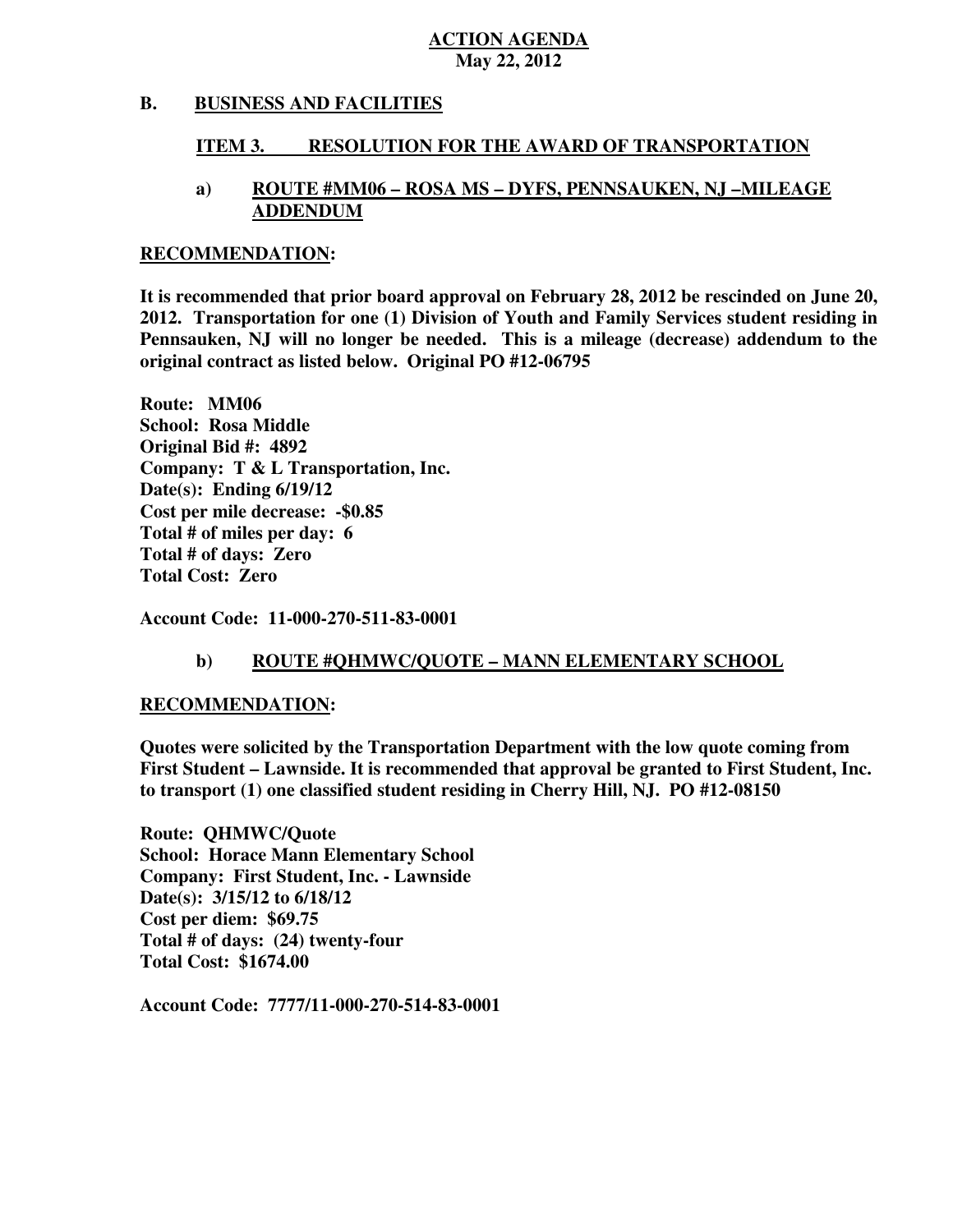**ACTION AGENDA**
**May 22, 2012**

## B. BUSINESS AND FACILITIES

### ITEM 3. RESOLUTION FOR THE AWARD OF TRANSPORTATION

#### a) ROUTE #MM06 – ROSA MS – DYFS, PENNSAUKEN, NJ –MILEAGE ADDENDUM

**RECOMMENDATION:**

**It is recommended that prior board approval on February 28, 2012 be rescinded on June 20, 2012. Transportation for one (1) Division of Youth and Family Services student residing in Pennsauken, NJ will no longer be needed. This is a mileage (decrease) addendum to the original contract as listed below. Original PO #12-06795**

**Route: MM06**
**School: Rosa Middle**
**Original Bid #: 4892**
**Company: T & L Transportation, Inc.**
**Date(s): Ending 6/19/12**
**Cost per mile decrease: -$0.85**
**Total # of miles per day: 6**
**Total # of days: Zero**
**Total Cost: Zero**

**Account Code: 11-000-270-511-83-0001**

#### b) ROUTE #QHMWC/QUOTE – MANN ELEMENTARY SCHOOL

**RECOMMENDATION:**

**Quotes were solicited by the Transportation Department with the low quote coming from First Student – Lawnside. It is recommended that approval be granted to First Student, Inc. to transport (1) one classified student residing in Cherry Hill, NJ. PO #12-08150**

**Route: QHMWC/Quote**
**School: Horace Mann Elementary School**
**Company: First Student, Inc. - Lawnside**
**Date(s): 3/15/12 to 6/18/12**
**Cost per diem: $69.75**
**Total # of days: (24) twenty-four**
**Total Cost: $1674.00**

**Account Code: 7777/11-000-270-514-83-0001**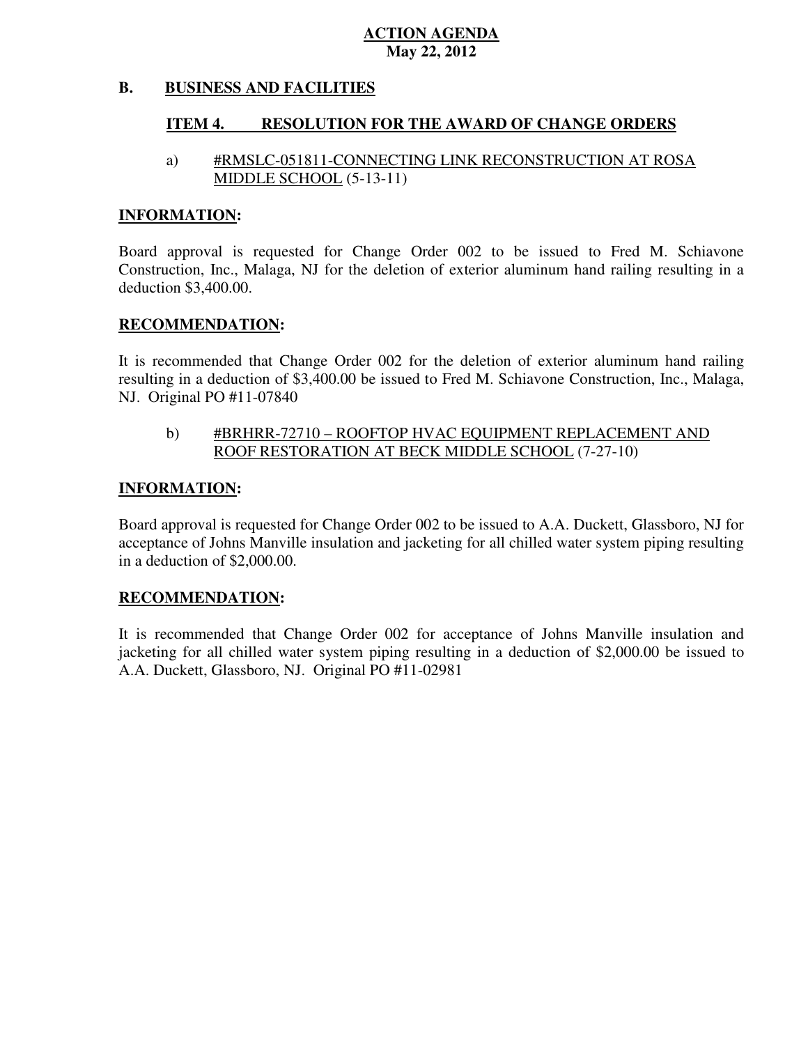**ACTION AGENDA**
**May 22, 2012**

## B. BUSINESS AND FACILITIES

### ITEM 4. RESOLUTION FOR THE AWARD OF CHANGE ORDERS

a) #RMSLC-051811-CONNECTING LINK RECONSTRUCTION AT ROSA MIDDLE SCHOOL (5-13-11)

**INFORMATION:**

Board approval is requested for Change Order 002 to be issued to Fred M. Schiavone Construction, Inc., Malaga, NJ for the deletion of exterior aluminum hand railing resulting in a deduction $3,400.00.

**RECOMMENDATION:**

It is recommended that Change Order 002 for the deletion of exterior aluminum hand railing resulting in a deduction of $3,400.00 be issued to Fred M. Schiavone Construction, Inc., Malaga, NJ. Original PO #11-07840

b) #BRHRR-72710 – ROOFTOP HVAC EQUIPMENT REPLACEMENT AND ROOF RESTORATION AT BECK MIDDLE SCHOOL (7-27-10)

**INFORMATION:**

Board approval is requested for Change Order 002 to be issued to A.A. Duckett, Glassboro, NJ for acceptance of Johns Manville insulation and jacketing for all chilled water system piping resulting in a deduction of $2,000.00.

**RECOMMENDATION:**

It is recommended that Change Order 002 for acceptance of Johns Manville insulation and jacketing for all chilled water system piping resulting in a deduction of $2,000.00 be issued to A.A. Duckett, Glassboro, NJ. Original PO #11-02981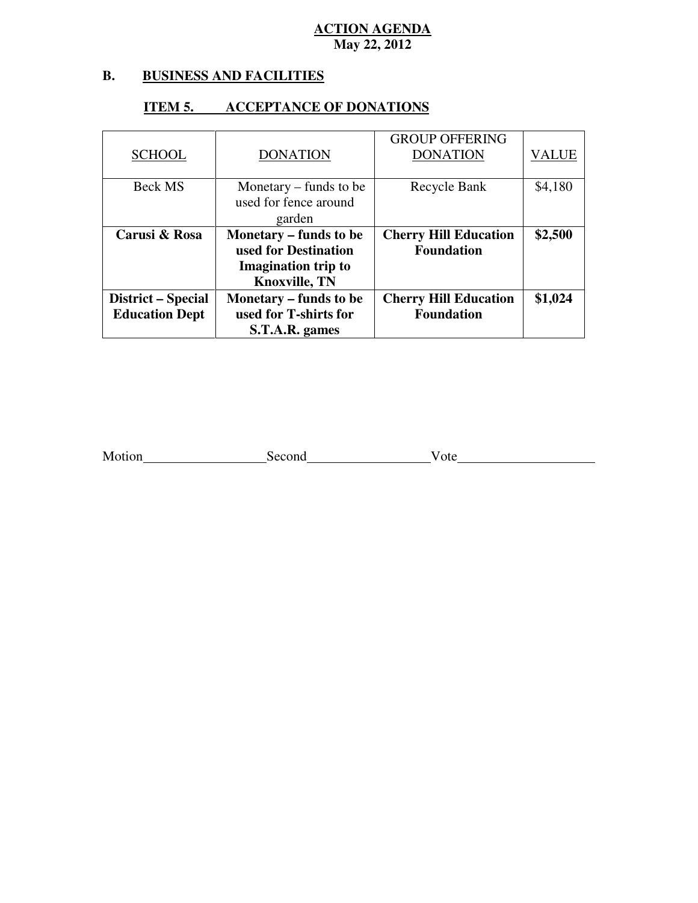**ACTION AGENDA**
**May 22, 2012**

## B. BUSINESS AND FACILITIES

### ITEM 5. ACCEPTANCE OF DONATIONS

| SCHOOL | DONATION | GROUP OFFERING DONATION | VALUE |
|---|---|---|---|
| Beck MS | Monetary – funds to be used for fence around garden | Recycle Bank | $4,180 |
| **Carusi & Rosa** | **Monetary – funds to be used for Destination Imagination trip to Knoxville, TN** | **Cherry Hill Education Foundation** | **$2,500** |
| **District – Special Education Dept** | **Monetary – funds to be used for T-shirts for S.T.A.R. games** | **Cherry Hill Education Foundation** | **$1,024** |

Motion__________________Second__________________Vote____________________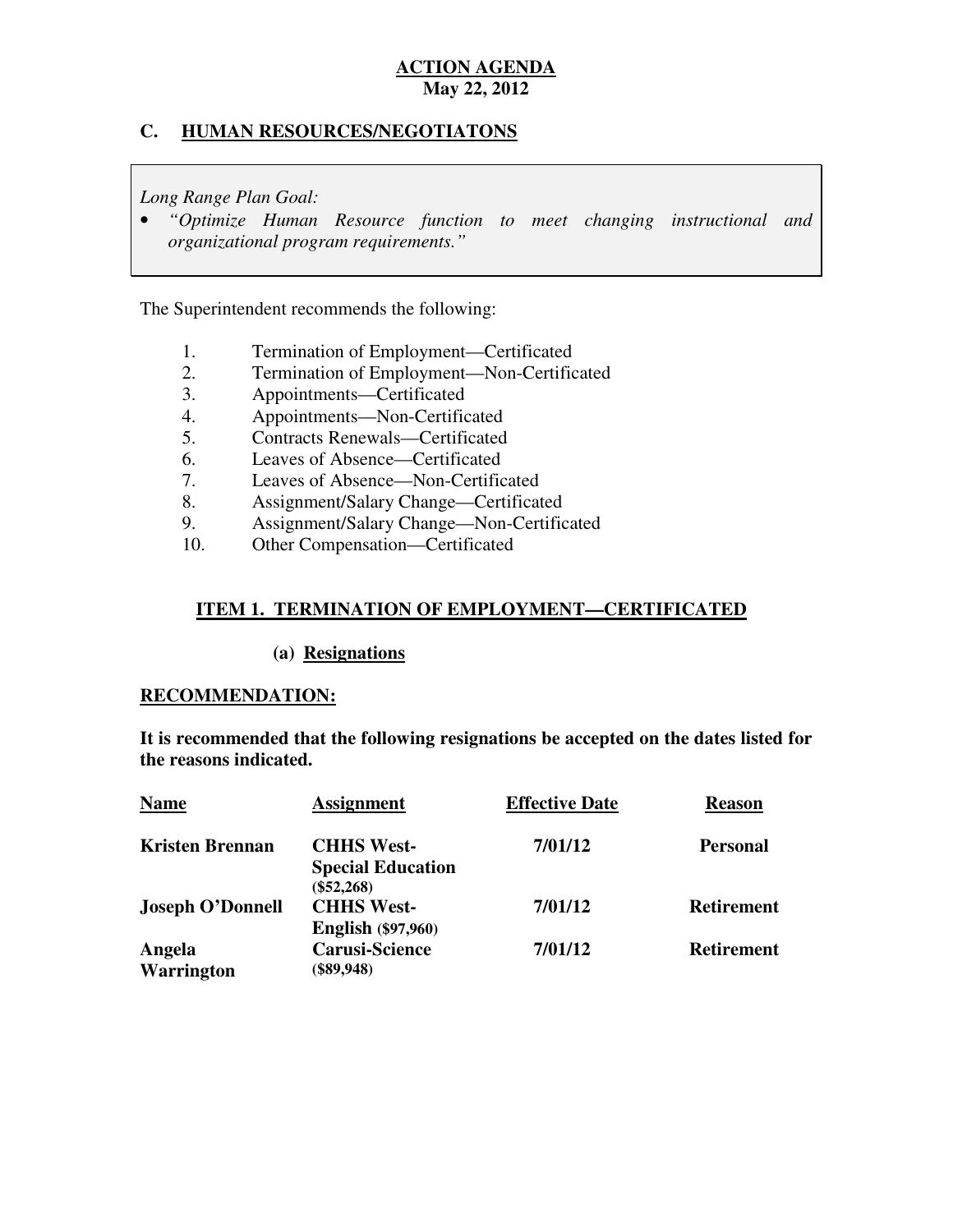**ACTION AGENDA**
**May 22, 2012**

## C. HUMAN RESOURCES/NEGOTIATONS

*Long Range Plan Goal:*

- *"Optimize Human Resource function to meet changing instructional and organizational program requirements."*

The Superintendent recommends the following:

1. Termination of Employment—Certificated
2. Termination of Employment—Non-Certificated
3. Appointments—Certificated
4. Appointments—Non-Certificated
5. Contracts Renewals—Certificated
6. Leaves of Absence—Certificated
7. Leaves of Absence—Non-Certificated
8. Assignment/Salary Change—Certificated
9. Assignment/Salary Change—Non-Certificated
10. Other Compensation—Certificated

### ITEM 1. TERMINATION OF EMPLOYMENT—CERTIFICATED

**(a) Resignations**

**RECOMMENDATION:**

**It is recommended that the following resignations be accepted on the dates listed for the reasons indicated.**

| Name | Assignment | Effective Date | Reason |
|---|---|---|---|
| **Kristen Brennan** | **CHHS West-Special Education ($52,268)** | **7/01/12** | **Personal** |
| **Joseph O'Donnell** | **CHHS West-English ($97,960)** | **7/01/12** | **Retirement** |
| **Angela Warrington** | **Carusi-Science ($89,948)** | **7/01/12** | **Retirement** |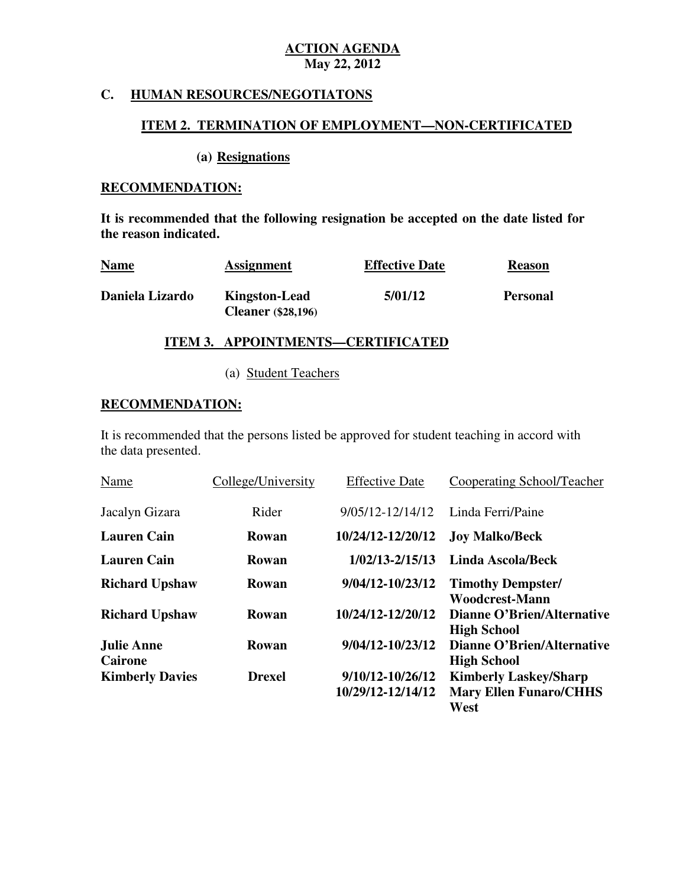**ACTION AGENDA**
**May 22, 2012**

## C. HUMAN RESOURCES/NEGOTIATONS

### ITEM 2. TERMINATION OF EMPLOYMENT—NON-CERTIFICATED

**(a) Resignations**

**RECOMMENDATION:**

**It is recommended that the following resignation be accepted on the date listed for the reason indicated.**

| Name | Assignment | Effective Date | Reason |
|---|---|---|---|
| **Daniela Lizardo** | **Kingston-Lead Cleaner ($28,196)** | **5/01/12** | **Personal** |

### ITEM 3. APPOINTMENTS—CERTIFICATED

(a) Student Teachers

**RECOMMENDATION:**

It is recommended that the persons listed be approved for student teaching in accord with the data presented.

| Name | College/University | Effective Date | Cooperating School/Teacher |
|---|---|---|---|
| Jacalyn Gizara | Rider | 9/05/12-12/14/12 | Linda Ferri/Paine |
| **Lauren Cain** | **Rowan** | **10/24/12-12/20/12** | **Joy Malko/Beck** |
| **Lauren Cain** | **Rowan** | **1/02/13-2/15/13** | **Linda Ascola/Beck** |
| **Richard Upshaw** | **Rowan** | **9/04/12-10/23/12** | **Timothy Dempster/ Woodcrest-Mann** |
| **Richard Upshaw** | **Rowan** | **10/24/12-12/20/12** | **Dianne O'Brien/Alternative High School** |
| **Julie Anne Cairone** | **Rowan** | **9/04/12-10/23/12** | **Dianne O'Brien/Alternative High School** |
| **Kimberly Davies** | **Drexel** | **9/10/12-10/26/12** | **Kimberly Laskey/Sharp** |
| | | **10/29/12-12/14/12** | **Mary Ellen Funaro/CHHS West** |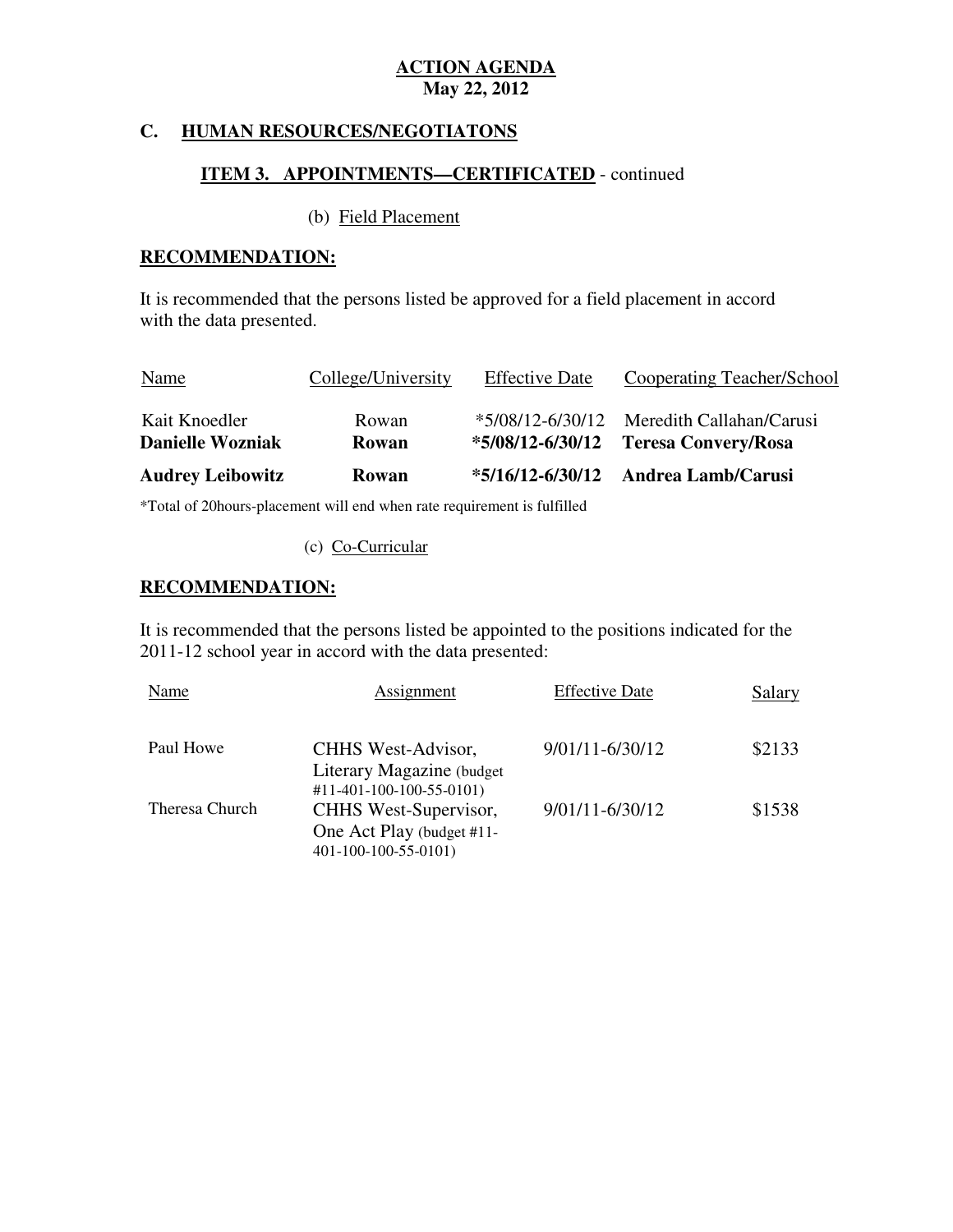**ACTION AGENDA**
**May 22, 2012**

## C. HUMAN RESOURCES/NEGOTIATONS

### ITEM 3. APPOINTMENTS—CERTIFICATED - continued

(b) Field Placement

**RECOMMENDATION:**

It is recommended that the persons listed be approved for a field placement in accord with the data presented.

| Name | College/University | Effective Date | Cooperating Teacher/School |
|---|---|---|---|
| Kait Knoedler | Rowan | *5/08/12-6/30/12 | Meredith Callahan/Carusi |
| **Danielle Wozniak** | **Rowan** | ***5/08/12-6/30/12** | **Teresa Convery/Rosa** |
| **Audrey Leibowitz** | **Rowan** | ***5/16/12-6/30/12** | **Andrea Lamb/Carusi** |

*Total of 20hours-placement will end when rate requirement is fulfilled

(c) Co-Curricular

**RECOMMENDATION:**

It is recommended that the persons listed be appointed to the positions indicated for the 2011-12 school year in accord with the data presented:

| Name | Assignment | Effective Date | Salary |
|---|---|---|---|
| Paul Howe | CHHS West-Advisor, Literary Magazine (budget #11-401-100-100-55-0101) | 9/01/11-6/30/12 | $2133 |
| Theresa Church | CHHS West-Supervisor, One Act Play (budget #11-401-100-100-55-0101) | 9/01/11-6/30/12 | $1538 |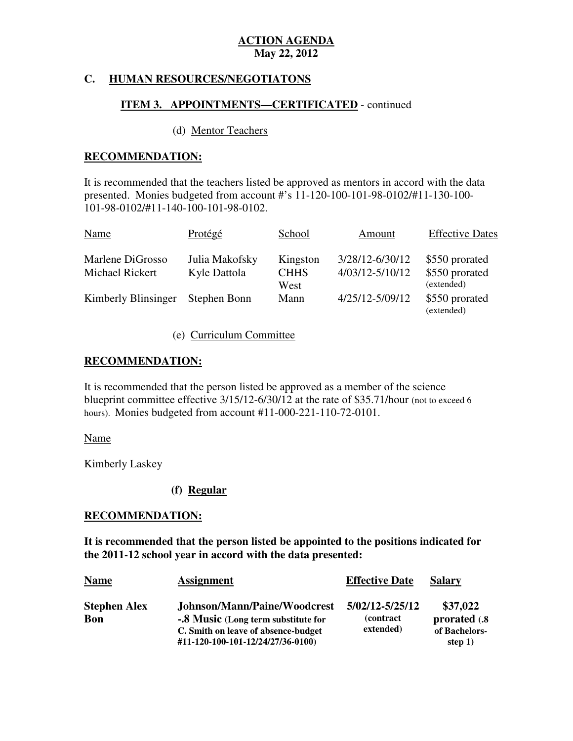**ACTION AGENDA**
**May 22, 2012**

## C. HUMAN RESOURCES/NEGOTIATONS

### ITEM 3. APPOINTMENTS—CERTIFICATED - continued

(d) Mentor Teachers

**RECOMMENDATION:**

It is recommended that the teachers listed be approved as mentors in accord with the data presented. Monies budgeted from account #'s 11-120-100-101-98-0102/#11-130-100-101-98-0102/#11-140-100-101-98-0102.

| Name | Protégé | School | Amount | Effective Dates |
|---|---|---|---|---|
| Marlene DiGrosso | Julia Makofsky | Kingston | 3/28/12-6/30/12 | $550 prorated |
| Michael Rickert | Kyle Dattola | CHHS West | 4/03/12-5/10/12 | $550 prorated (extended) |
| Kimberly Blinsinger | Stephen Bonn | Mann | 4/25/12-5/09/12 | $550 prorated (extended) |

(e) Curriculum Committee

**RECOMMENDATION:**

It is recommended that the person listed be approved as a member of the science blueprint committee effective 3/15/12-6/30/12 at the rate of $35.71/hour (not to exceed 6 hours). Monies budgeted from account #11-000-221-110-72-0101.

Name

Kimberly Laskey

**(f) Regular**

**RECOMMENDATION:**

**It is recommended that the person listed be appointed to the positions indicated for the 2011-12 school year in accord with the data presented:**

| **Name** | **Assignment** | **Effective Date** | **Salary** |
|---|---|---|---|
| **Stephen Alex Bon** | **Johnson/Mann/Paine/Woodcrest -.8 Music (Long term substitute for C. Smith on leave of absence-budget #11-120-100-101-12/24/27/36-0100)** | **5/02/12-5/25/12 (contract extended)** | **$37,022 prorated (.8 of Bachelors-step 1)** |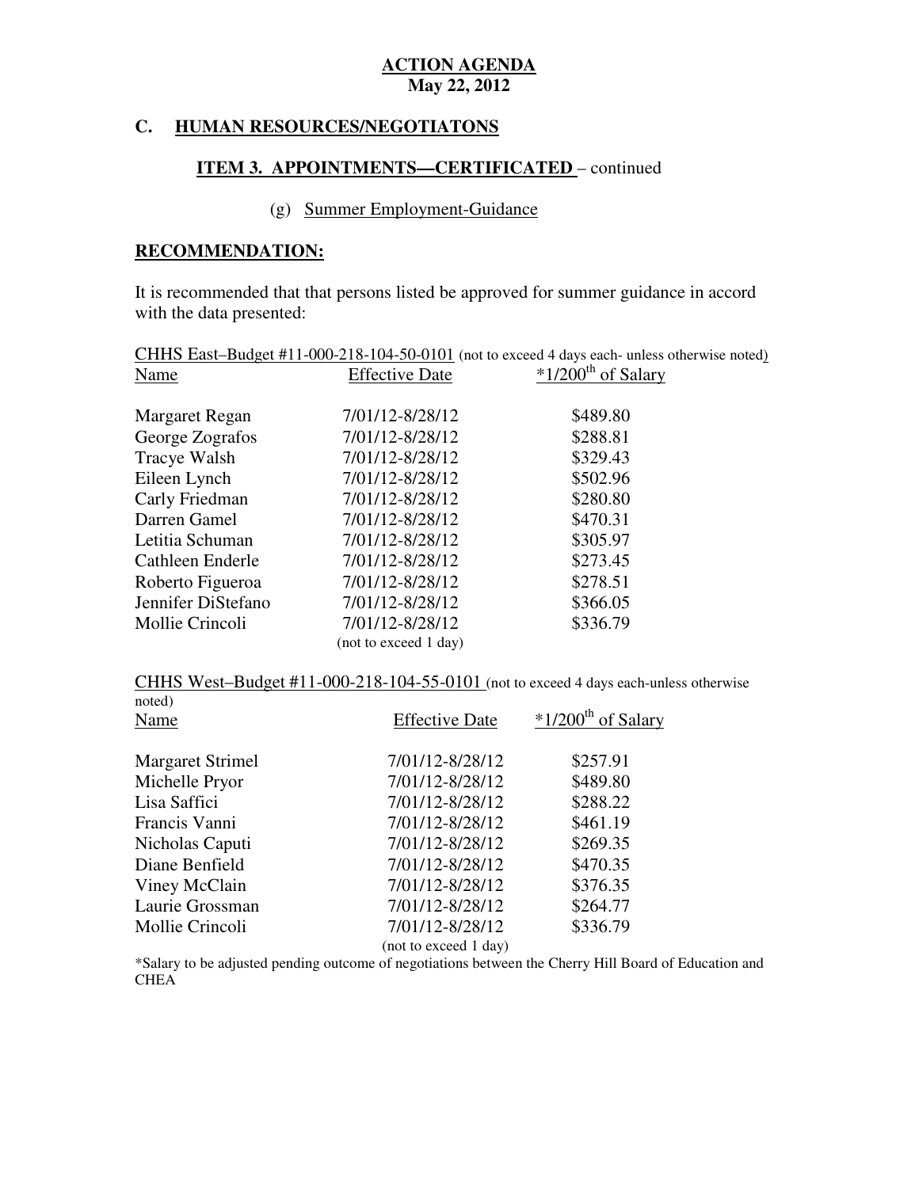**ACTION AGENDA**
**May 22, 2012**

## C. HUMAN RESOURCES/NEGOTIATONS

### ITEM 3. APPOINTMENTS—CERTIFICATED – continued

(g) Summer Employment-Guidance

**RECOMMENDATION:**

It is recommended that that persons listed be approved for summer guidance in accord with the data presented:

CHHS East–Budget #11-000-218-104-50-0101 (not to exceed 4 days each- unless otherwise noted)

| Name | Effective Date | *1/200th of Salary |
|---|---|---|
| Margaret Regan | 7/01/12-8/28/12 | $489.80 |
| George Zografos | 7/01/12-8/28/12 | $288.81 |
| Tracye Walsh | 7/01/12-8/28/12 | $329.43 |
| Eileen Lynch | 7/01/12-8/28/12 | $502.96 |
| Carly Friedman | 7/01/12-8/28/12 | $280.80 |
| Darren Gamel | 7/01/12-8/28/12 | $470.31 |
| Letitia Schuman | 7/01/12-8/28/12 | $305.97 |
| Cathleen Enderle | 7/01/12-8/28/12 | $273.45 |
| Roberto Figueroa | 7/01/12-8/28/12 | $278.51 |
| Jennifer DiStefano | 7/01/12-8/28/12 | $366.05 |
| Mollie Crincoli | 7/01/12-8/28/12 (not to exceed 1 day) | $336.79 |

CHHS West–Budget #11-000-218-104-55-0101 (not to exceed 4 days each-unless otherwise noted)

| Name | Effective Date | *1/200th of Salary |
|---|---|---|
| Margaret Strimel | 7/01/12-8/28/12 | $257.91 |
| Michelle Pryor | 7/01/12-8/28/12 | $489.80 |
| Lisa Saffici | 7/01/12-8/28/12 | $288.22 |
| Francis Vanni | 7/01/12-8/28/12 | $461.19 |
| Nicholas Caputi | 7/01/12-8/28/12 | $269.35 |
| Diane Benfield | 7/01/12-8/28/12 | $470.35 |
| Viney McClain | 7/01/12-8/28/12 | $376.35 |
| Laurie Grossman | 7/01/12-8/28/12 | $264.77 |
| Mollie Crincoli | 7/01/12-8/28/12 (not to exceed 1 day) | $336.79 |

*Salary to be adjusted pending outcome of negotiations between the Cherry Hill Board of Education and CHEA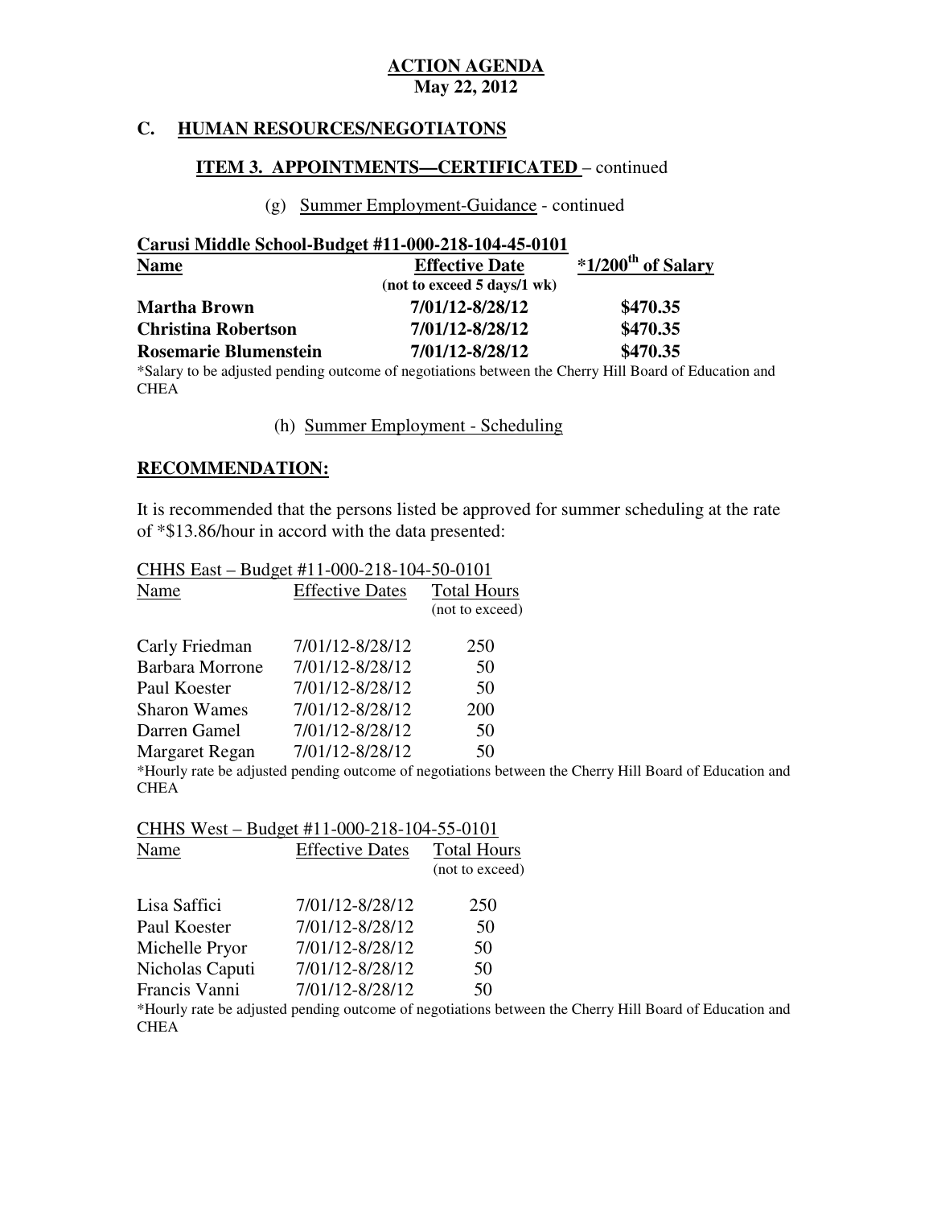**ACTION AGENDA**
**May 22, 2012**

## C. HUMAN RESOURCES/NEGOTIATONS

### ITEM 3. APPOINTMENTS—CERTIFICATED – continued

(g) Summer Employment-Guidance - continued

**Carusi Middle School-Budget #11-000-218-104-45-0101**

| Name | Effective Date (not to exceed 5 days/1 wk) | *1/200th of Salary |
|---|---|---|
| **Martha Brown** | **7/01/12-8/28/12** | **$470.35** |
| **Christina Robertson** | **7/01/12-8/28/12** | **$470.35** |
| **Rosemarie Blumenstein** | **7/01/12-8/28/12** | **$470.35** |

*Salary to be adjusted pending outcome of negotiations between the Cherry Hill Board of Education and CHEA

(h) Summer Employment - Scheduling

**RECOMMENDATION:**

It is recommended that the persons listed be approved for summer scheduling at the rate of *$13.86/hour in accord with the data presented:

CHHS East – Budget #11-000-218-104-50-0101

| Name | Effective Dates | Total Hours (not to exceed) |
|---|---|---|
| Carly Friedman | 7/01/12-8/28/12 | 250 |
| Barbara Morrone | 7/01/12-8/28/12 | 50 |
| Paul Koester | 7/01/12-8/28/12 | 50 |
| Sharon Wames | 7/01/12-8/28/12 | 200 |
| Darren Gamel | 7/01/12-8/28/12 | 50 |
| Margaret Regan | 7/01/12-8/28/12 | 50 |

*Hourly rate be adjusted pending outcome of negotiations between the Cherry Hill Board of Education and CHEA

CHHS West – Budget #11-000-218-104-55-0101

| Name | Effective Dates | Total Hours (not to exceed) |
|---|---|---|
| Lisa Saffici | 7/01/12-8/28/12 | 250 |
| Paul Koester | 7/01/12-8/28/12 | 50 |
| Michelle Pryor | 7/01/12-8/28/12 | 50 |
| Nicholas Caputi | 7/01/12-8/28/12 | 50 |
| Francis Vanni | 7/01/12-8/28/12 | 50 |

*Hourly rate be adjusted pending outcome of negotiations between the Cherry Hill Board of Education and CHEA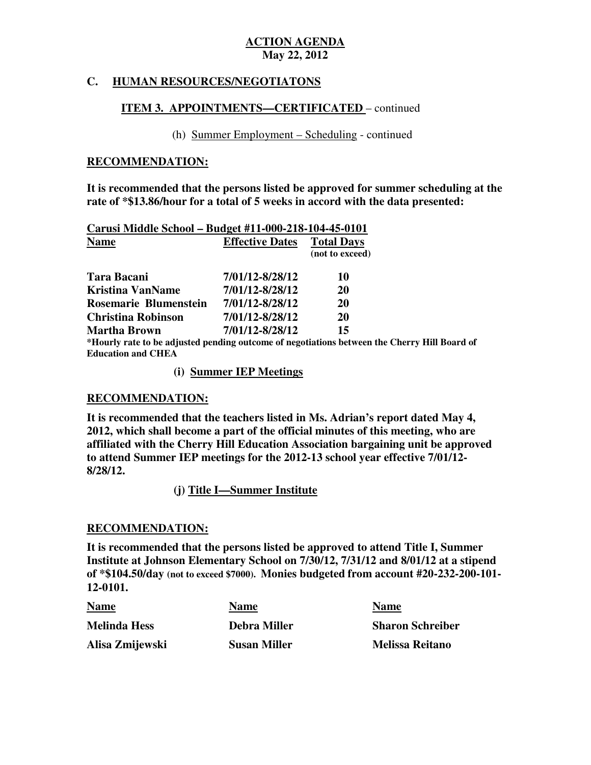**ACTION AGENDA**
**May 22, 2012**

## C. HUMAN RESOURCES/NEGOTIATONS

### ITEM 3. APPOINTMENTS—CERTIFICATED – continued

(h) Summer Employment – Scheduling - continued

**RECOMMENDATION:**

**It is recommended that the persons listed be approved for summer scheduling at the rate of *$13.86/hour for a total of 5 weeks in accord with the data presented:**

**Carusi Middle School – Budget #11-000-218-104-45-0101**

| Name | Effective Dates | Total Days (not to exceed) |
|---|---|---|
| Tara Bacani | 7/01/12-8/28/12 | 10 |
| Kristina VanName | 7/01/12-8/28/12 | 20 |
| Rosemarie Blumenstein | 7/01/12-8/28/12 | 20 |
| Christina Robinson | 7/01/12-8/28/12 | 20 |
| Martha Brown | 7/01/12-8/28/12 | 15 |

***Hourly rate to be adjusted pending outcome of negotiations between the Cherry Hill Board of Education and CHEA**

**(i) Summer IEP Meetings**

**RECOMMENDATION:**

**It is recommended that the teachers listed in Ms. Adrian's report dated May 4, 2012, which shall become a part of the official minutes of this meeting, who are affiliated with the Cherry Hill Education Association bargaining unit be approved to attend Summer IEP meetings for the 2012-13 school year effective 7/01/12-8/28/12.**

**(j) Title I—Summer Institute**

**RECOMMENDATION:**

**It is recommended that the persons listed be approved to attend Title I, Summer Institute at Johnson Elementary School on 7/30/12, 7/31/12 and 8/01/12 at a stipend of *$104.50/day (not to exceed $7000). Monies budgeted from account #20-232-200-101-12-0101.**

| Name | Name | Name |
|---|---|---|
| Melinda Hess | Debra Miller | Sharon Schreiber |
| Alisa Zmijewski | Susan Miller | Melissa Reitano |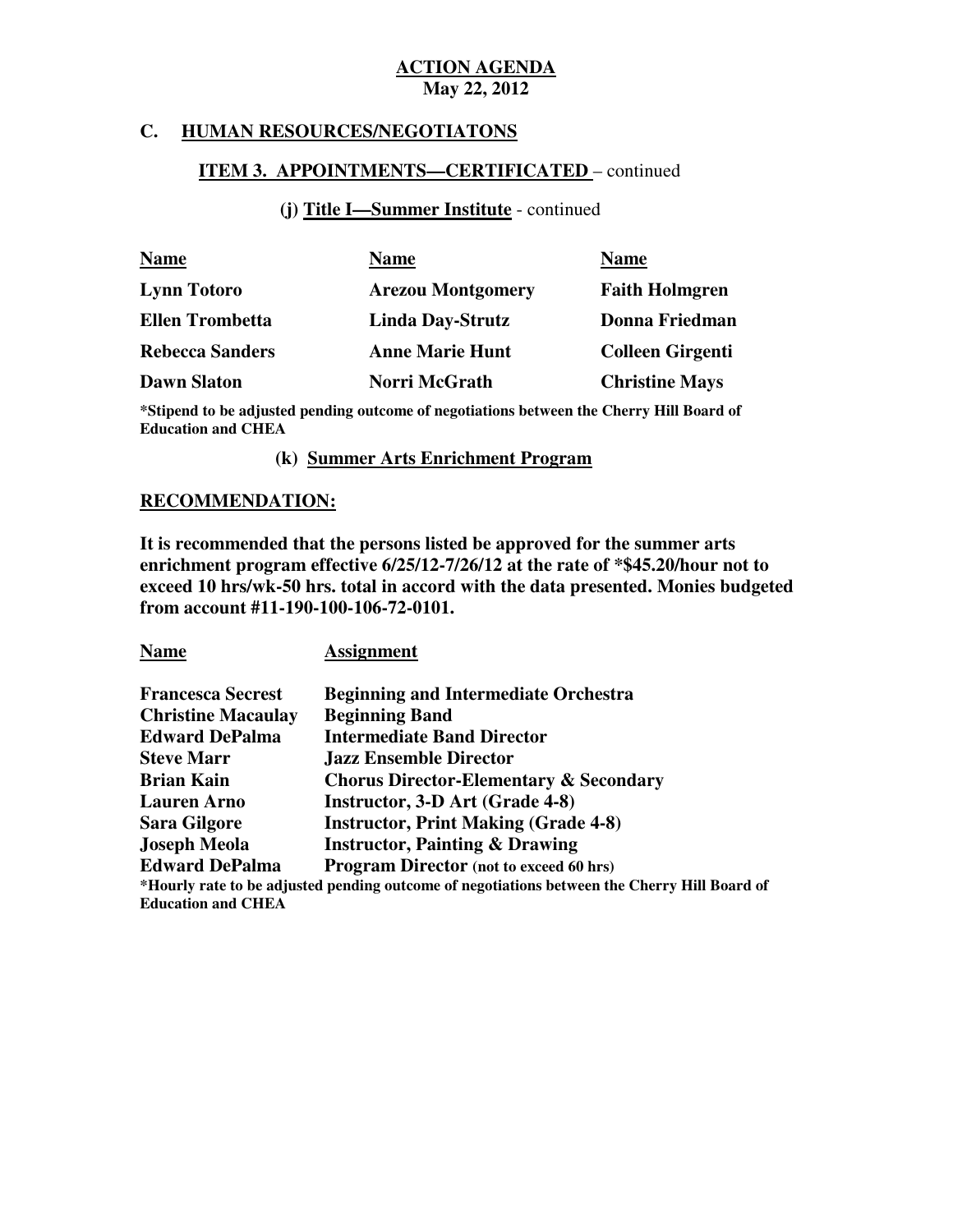**ACTION AGENDA**
**May 22, 2012**

## C. HUMAN RESOURCES/NEGOTIATONS

### ITEM 3. APPOINTMENTS—CERTIFICATED – continued

#### (j) Title I—Summer Institute - continued

| Name | Name | Name |
|---|---|---|
| **Lynn Totoro** | **Arezou Montgomery** | **Faith Holmgren** |
| **Ellen Trombetta** | **Linda Day-Strutz** | **Donna Friedman** |
| **Rebecca Sanders** | **Anne Marie Hunt** | **Colleen Girgenti** |
| **Dawn Slaton** | **Norri McGrath** | **Christine Mays** |

***Stipend to be adjusted pending outcome of negotiations between the Cherry Hill Board of Education and CHEA**

#### (k) Summer Arts Enrichment Program

**RECOMMENDATION:**

**It is recommended that the persons listed be approved for the summer arts enrichment program effective 6/25/12-7/26/12 at the rate of *$45.20/hour not to exceed 10 hrs/wk-50 hrs. total in accord with the data presented. Monies budgeted from account #11-190-100-106-72-0101.**

| Name | Assignment |
|---|---|
| **Francesca Secrest** | **Beginning and Intermediate Orchestra** |
| **Christine Macaulay** | **Beginning Band** |
| **Edward DePalma** | **Intermediate Band Director** |
| **Steve Marr** | **Jazz Ensemble Director** |
| **Brian Kain** | **Chorus Director-Elementary & Secondary** |
| **Lauren Arno** | **Instructor, 3-D Art (Grade 4-8)** |
| **Sara Gilgore** | **Instructor, Print Making (Grade 4-8)** |
| **Joseph Meola** | **Instructor, Painting & Drawing** |
| **Edward DePalma** | **Program Director (not to exceed 60 hrs)** |

***Hourly rate to be adjusted pending outcome of negotiations between the Cherry Hill Board of Education and CHEA**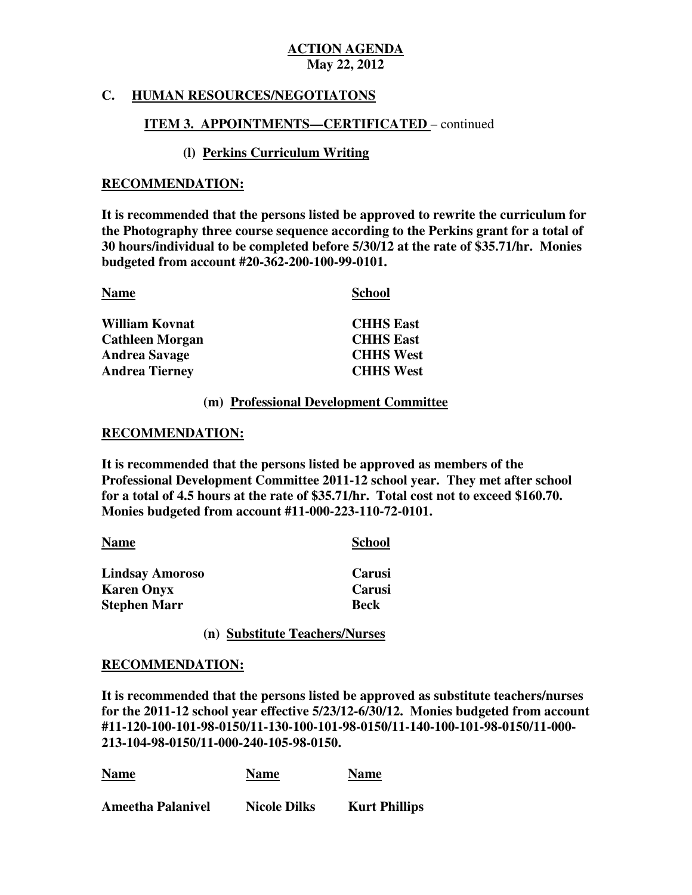**ACTION AGENDA**
**May 22, 2012**

## C. HUMAN RESOURCES/NEGOTIATONS

### ITEM 3. APPOINTMENTS—CERTIFICATED – continued

#### (l) Perkins Curriculum Writing

**RECOMMENDATION:**

**It is recommended that the persons listed be approved to rewrite the curriculum for the Photography three course sequence according to the Perkins grant for a total of 30 hours/individual to be completed before 5/30/12 at the rate of $35.71/hr. Monies budgeted from account #20-362-200-100-99-0101.**

| Name | School |
|---|---|
| William Kovnat | CHHS East |
| Cathleen Morgan | CHHS East |
| Andrea Savage | CHHS West |
| Andrea Tierney | CHHS West |

#### (m) Professional Development Committee

**RECOMMENDATION:**

**It is recommended that the persons listed be approved as members of the Professional Development Committee 2011-12 school year. They met after school for a total of 4.5 hours at the rate of $35.71/hr. Total cost not to exceed $160.70. Monies budgeted from account #11-000-223-110-72-0101.**

| Name | School |
|---|---|
| Lindsay Amoroso | Carusi |
| Karen Onyx | Carusi |
| Stephen Marr | Beck |

#### (n) Substitute Teachers/Nurses

**RECOMMENDATION:**

**It is recommended that the persons listed be approved as substitute teachers/nurses for the 2011-12 school year effective 5/23/12-6/30/12. Monies budgeted from account #11-120-100-101-98-0150/11-130-100-101-98-0150/11-140-100-101-98-0150/11-000-213-104-98-0150/11-000-240-105-98-0150.**

| Name | Name | Name |
|---|---|---|
| Ameetha Palanivel | Nicole Dilks | Kurt Phillips |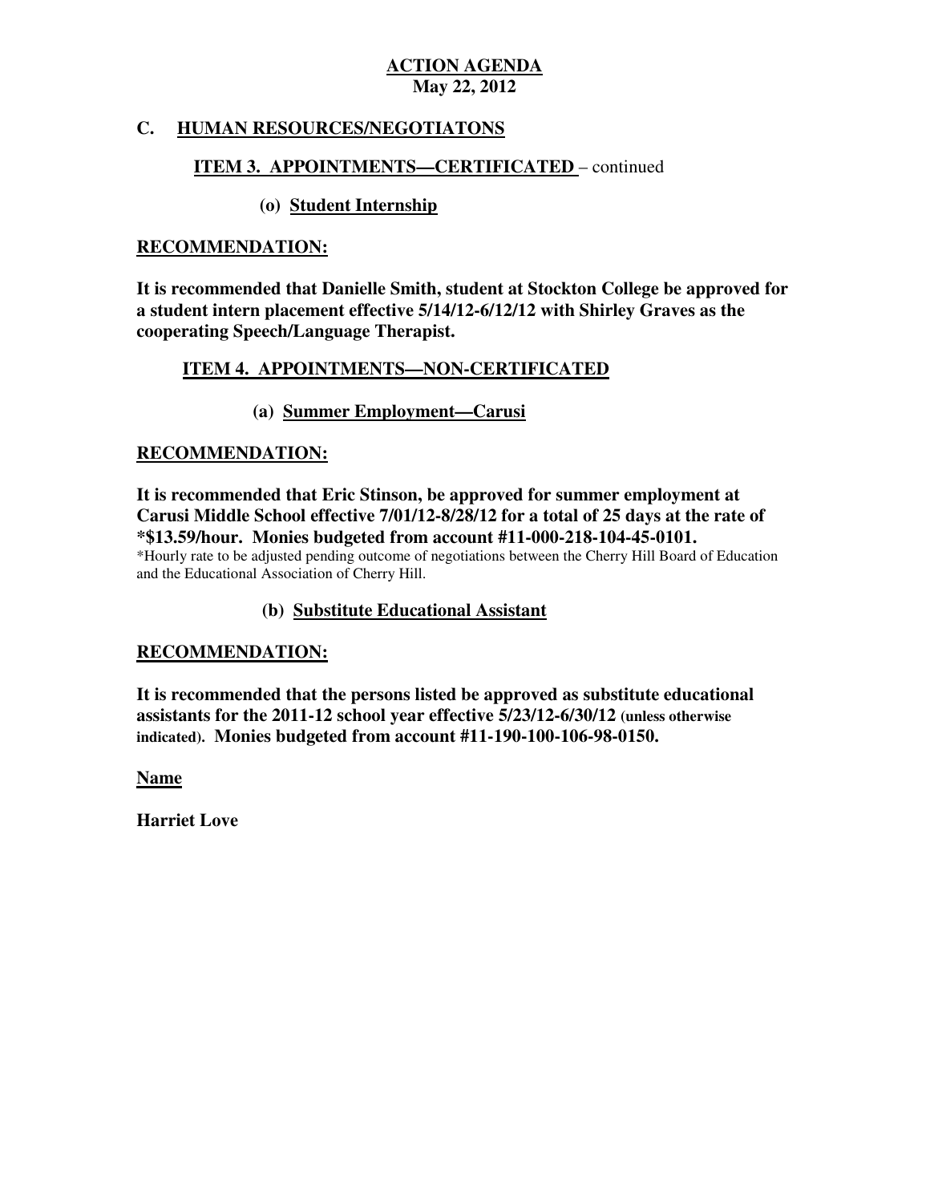**ACTION AGENDA**
**May 22, 2012**

## C. HUMAN RESOURCES/NEGOTIATONS

### ITEM 3. APPOINTMENTS—CERTIFICATED – continued

#### (o) Student Internship

**RECOMMENDATION:**

**It is recommended that Danielle Smith, student at Stockton College be approved for a student intern placement effective 5/14/12-6/12/12 with Shirley Graves as the cooperating Speech/Language Therapist.**

### ITEM 4. APPOINTMENTS—NON-CERTIFICATED

#### (a) Summer Employment—Carusi

**RECOMMENDATION:**

**It is recommended that Eric Stinson, be approved for summer employment at Carusi Middle School effective 7/01/12-8/28/12 for a total of 25 days at the rate of *$13.59/hour. Monies budgeted from account #11-000-218-104-45-0101.**

*Hourly rate to be adjusted pending outcome of negotiations between the Cherry Hill Board of Education and the Educational Association of Cherry Hill.

#### (b) Substitute Educational Assistant

**RECOMMENDATION:**

**It is recommended that the persons listed be approved as substitute educational assistants for the 2011-12 school year effective 5/23/12-6/30/12 (unless otherwise indicated). Monies budgeted from account #11-190-100-106-98-0150.**

**Name**

**Harriet Love**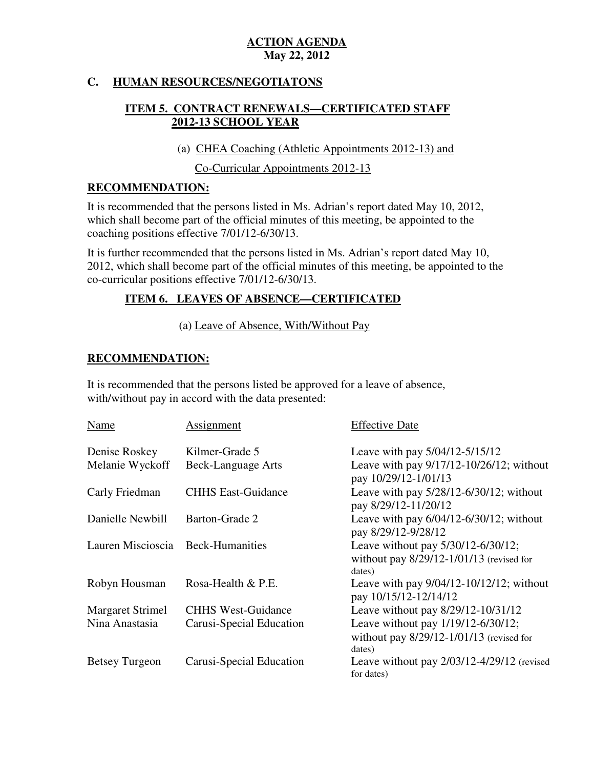**ACTION AGENDA**
**May 22, 2012**

## C. HUMAN RESOURCES/NEGOTIATONS

### ITEM 5. CONTRACT RENEWALS—CERTIFICATED STAFF 2012-13 SCHOOL YEAR

(a) CHEA Coaching (Athletic Appointments 2012-13) and Co-Curricular Appointments 2012-13

**RECOMMENDATION:**

It is recommended that the persons listed in Ms. Adrian's report dated May 10, 2012, which shall become part of the official minutes of this meeting, be appointed to the coaching positions effective 7/01/12-6/30/13.

It is further recommended that the persons listed in Ms. Adrian's report dated May 10, 2012, which shall become part of the official minutes of this meeting, be appointed to the co-curricular positions effective 7/01/12-6/30/13.

### ITEM 6. LEAVES OF ABSENCE—CERTIFICATED

(a) Leave of Absence, With/Without Pay

**RECOMMENDATION:**

It is recommended that the persons listed be approved for a leave of absence, with/without pay in accord with the data presented:

| Name | Assignment | Effective Date |
|---|---|---|
| Denise Roskey | Kilmer-Grade 5 | Leave with pay 5/04/12-5/15/12 |
| Melanie Wyckoff | Beck-Language Arts | Leave with pay 9/17/12-10/26/12; without pay 10/29/12-1/01/13 |
| Carly Friedman | CHHS East-Guidance | Leave with pay 5/28/12-6/30/12; without pay 8/29/12-11/20/12 |
| Danielle Newbill | Barton-Grade 2 | Leave with pay 6/04/12-6/30/12; without pay 8/29/12-9/28/12 |
| Lauren Miscioscia | Beck-Humanities | Leave without pay 5/30/12-6/30/12; without pay 8/29/12-1/01/13 (revised for dates) |
| Robyn Housman | Rosa-Health & P.E. | Leave with pay 9/04/12-10/12/12; without pay 10/15/12-12/14/12 |
| Margaret Strimel | CHHS West-Guidance | Leave without pay 8/29/12-10/31/12 |
| Nina Anastasia | Carusi-Special Education | Leave without pay 1/19/12-6/30/12; without pay 8/29/12-1/01/13 (revised for dates) |
| Betsey Turgeon | Carusi-Special Education | Leave without pay 2/03/12-4/29/12 (revised for dates) |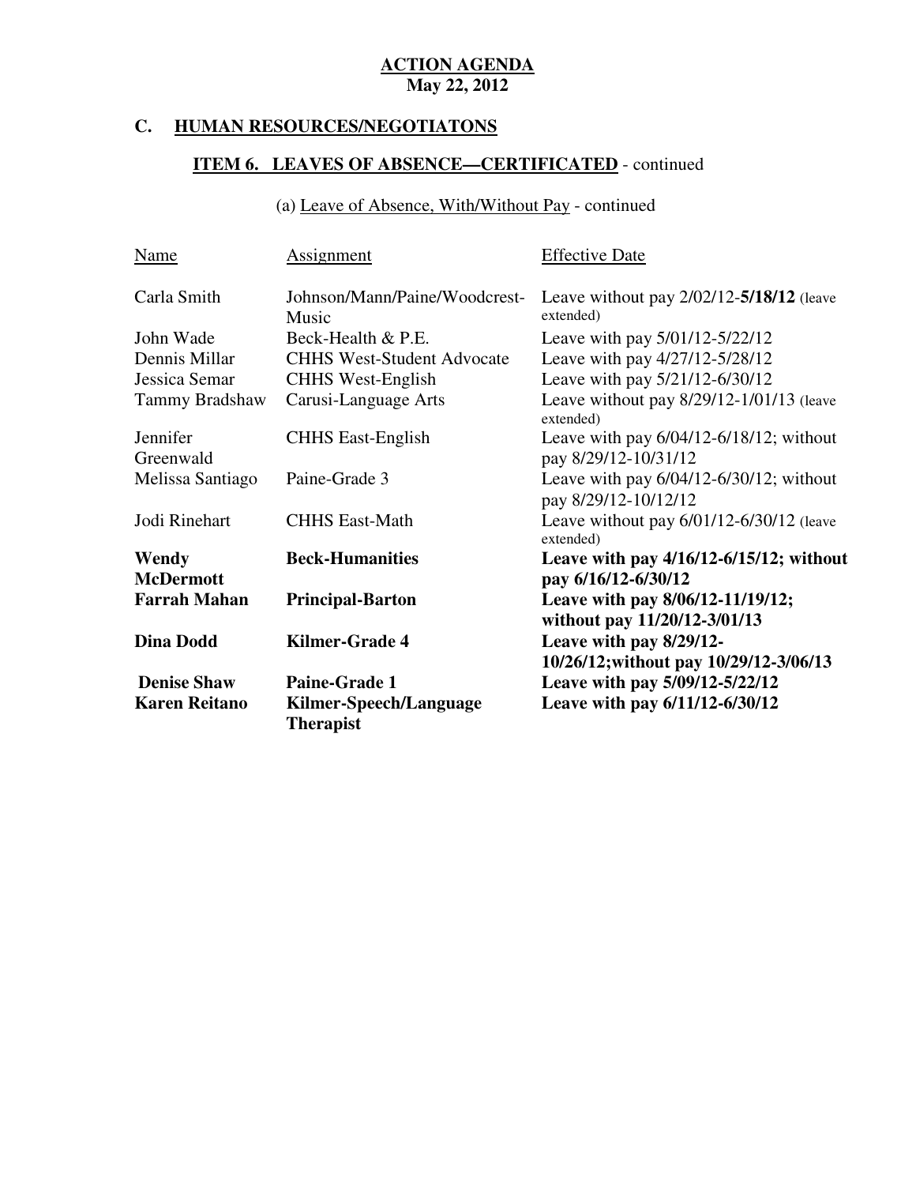**ACTION AGENDA**
**May 22, 2012**

## C. HUMAN RESOURCES/NEGOTIATONS

### ITEM 6. LEAVES OF ABSENCE—CERTIFICATED - continued

(a) Leave of Absence, With/Without Pay - continued

| Name | Assignment | Effective Date |
|---|---|---|
| Carla Smith | Johnson/Mann/Paine/Woodcrest-Music | Leave without pay 2/02/12-**5/18/12** (leave extended) |
| John Wade | Beck-Health & P.E. | Leave with pay 5/01/12-5/22/12 |
| Dennis Millar | CHHS West-Student Advocate | Leave with pay 4/27/12-5/28/12 |
| Jessica Semar | CHHS West-English | Leave with pay 5/21/12-6/30/12 |
| Tammy Bradshaw | Carusi-Language Arts | Leave without pay 8/29/12-1/01/13 (leave extended) |
| Jennifer Greenwald | CHHS East-English | Leave with pay 6/04/12-6/18/12; without pay 8/29/12-10/31/12 |
| Melissa Santiago | Paine-Grade 3 | Leave with pay 6/04/12-6/30/12; without pay 8/29/12-10/12/12 |
| Jodi Rinehart | CHHS East-Math | Leave without pay 6/01/12-6/30/12 (leave extended) |
| **Wendy McDermott** | **Beck-Humanities** | **Leave with pay 4/16/12-6/15/12; without pay 6/16/12-6/30/12** |
| **Farrah Mahan** | **Principal-Barton** | **Leave with pay 8/06/12-11/19/12; without pay 11/20/12-3/01/13** |
| **Dina Dodd** | **Kilmer-Grade 4** | **Leave with pay 8/29/12-10/26/12;without pay 10/29/12-3/06/13** |
| **Denise Shaw** | **Paine-Grade 1** | **Leave with pay 5/09/12-5/22/12** |
| **Karen Reitano** | **Kilmer-Speech/Language Therapist** | **Leave with pay 6/11/12-6/30/12** |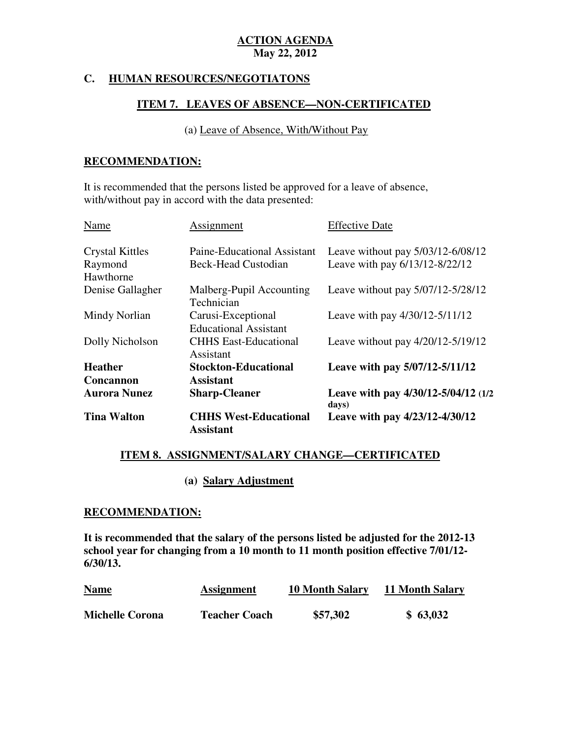**ACTION AGENDA**
**May 22, 2012**

## C. HUMAN RESOURCES/NEGOTIATONS

### ITEM 7. LEAVES OF ABSENCE—NON-CERTIFICATED

(a) Leave of Absence, With/Without Pay

**RECOMMENDATION:**

It is recommended that the persons listed be approved for a leave of absence, with/without pay in accord with the data presented:

| Name | Assignment | Effective Date |
|---|---|---|
| Crystal Kittles | Paine-Educational Assistant | Leave without pay 5/03/12-6/08/12 |
| Raymond Hawthorne | Beck-Head Custodian | Leave with pay 6/13/12-8/22/12 |
| Denise Gallagher | Malberg-Pupil Accounting Technician | Leave without pay 5/07/12-5/28/12 |
| Mindy Norlian | Carusi-Exceptional Educational Assistant | Leave with pay 4/30/12-5/11/12 |
| Dolly Nicholson | CHHS East-Educational Assistant | Leave without pay 4/20/12-5/19/12 |
| **Heather Concannon** | **Stockton-Educational Assistant** | **Leave with pay 5/07/12-5/11/12** |
| **Aurora Nunez** | **Sharp-Cleaner** | **Leave with pay 4/30/12-5/04/12 (1/2 days)** |
| **Tina Walton** | **CHHS West-Educational Assistant** | **Leave with pay 4/23/12-4/30/12** |

### ITEM 8. ASSIGNMENT/SALARY CHANGE—CERTIFICATED

**(a) Salary Adjustment**

**RECOMMENDATION:**

**It is recommended that the salary of the persons listed be adjusted for the 2012-13 school year for changing from a 10 month to 11 month position effective 7/01/12-6/30/13.**

| Name | Assignment | 10 Month Salary | 11 Month Salary |
|---|---|---|---|
| **Michelle Corona** | **Teacher Coach** | **$57,302** | **$ 63,032** |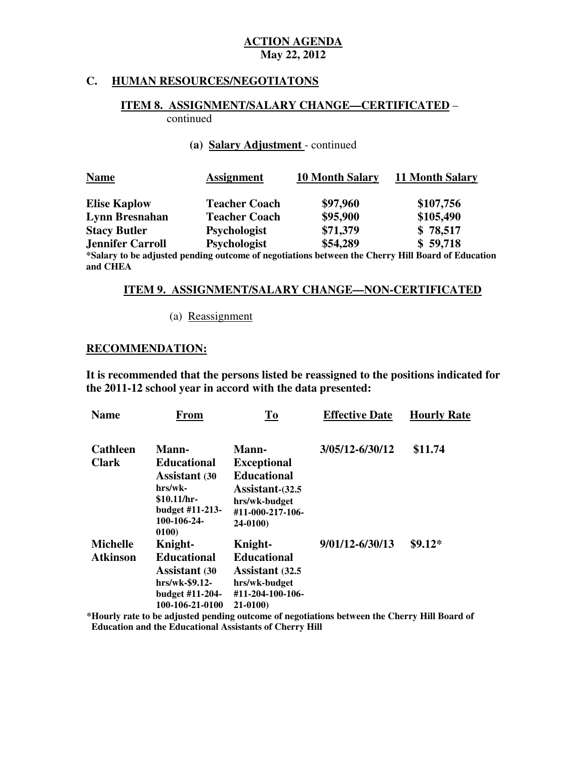**ACTION AGENDA**
**May 22, 2012**

## C. HUMAN RESOURCES/NEGOTIATONS

### ITEM 8. ASSIGNMENT/SALARY CHANGE—CERTIFICATED – continued

**(a) Salary Adjustment** - continued

| Name | Assignment | 10 Month Salary | 11 Month Salary |
|---|---|---|---|
| **Elise Kaplow** | **Teacher Coach** | **$97,960** | **$107,756** |
| **Lynn Bresnahan** | **Teacher Coach** | **$95,900** | **$105,490** |
| **Stacy Butler** | **Psychologist** | **$71,379** | **$ 78,517** |
| **Jennifer Carroll** | **Psychologist** | **$54,289** | **$ 59,718** |

**\*Salary to be adjusted pending outcome of negotiations between the Cherry Hill Board of Education and CHEA**

### ITEM 9. ASSIGNMENT/SALARY CHANGE—NON-CERTIFICATED

(a) Reassignment

**RECOMMENDATION:**

**It is recommended that the persons listed be reassigned to the positions indicated for the 2011-12 school year in accord with the data presented:**

| Name | From | To | Effective Date | Hourly Rate |
|---|---|---|---|---|
| **Cathleen Clark** | **Mann-Educational Assistant (30 hrs/wk-$10.11/hr-budget #11-213-100-106-24-0100)** | **Mann-Exceptional Educational Assistant-(32.5 hrs/wk-budget #11-000-217-106-24-0100)** | **3/05/12-6/30/12** | **$11.74** |
| **Michelle Atkinson** | **Knight-Educational Assistant (30 hrs/wk-$9.12-budget #11-204-100-106-21-0100** | **Knight-Educational Assistant (32.5 hrs/wk-budget #11-204-100-106-21-0100)** | **9/01/12-6/30/13** | **$9.12\*** |

**\*Hourly rate to be adjusted pending outcome of negotiations between the Cherry Hill Board of Education and the Educational Assistants of Cherry Hill**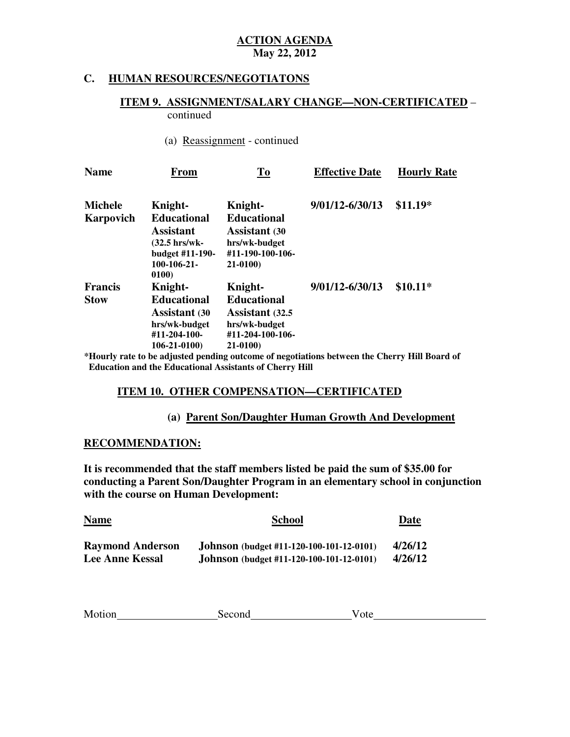**ACTION AGENDA**
**May 22, 2012**

## C. HUMAN RESOURCES/NEGOTIATONS

### ITEM 9. ASSIGNMENT/SALARY CHANGE—NON-CERTIFICATED – continued

(a) Reassignment - continued

| Name | From | To | Effective Date | Hourly Rate |
|---|---|---|---|---|
| **Michele Karpovich** | **Knight- Educational Assistant** (32.5 hrs/wk-budget #11-190-100-106-21-0100) | **Knight- Educational Assistant** (30 hrs/wk-budget #11-190-100-106-21-0100) | **9/01/12-6/30/13** | **$11.19*** |
| **Francis Stow** | **Knight- Educational Assistant** (30 hrs/wk-budget #11-204-100-106-21-0100) | **Knight- Educational Assistant** (32.5 hrs/wk-budget #11-204-100-106-21-0100) | **9/01/12-6/30/13** | **$10.11*** |

**\*Hourly rate to be adjusted pending outcome of negotiations between the Cherry Hill Board of Education and the Educational Assistants of Cherry Hill**

### ITEM 10. OTHER COMPENSATION—CERTIFICATED

**(a) Parent Son/Daughter Human Growth And Development**

**RECOMMENDATION:**

**It is recommended that the staff members listed be paid the sum of $35.00 for conducting a Parent Son/Daughter Program in an elementary school in conjunction with the course on Human Development:**

| Name | School | Date |
|---|---|---|
| **Raymond Anderson** | **Johnson** (budget #11-120-100-101-12-0101) | **4/26/12** |
| **Lee Anne Kessal** | **Johnson** (budget #11-120-100-101-12-0101) | **4/26/12** |

Motion__________________ Second__________________ Vote____________________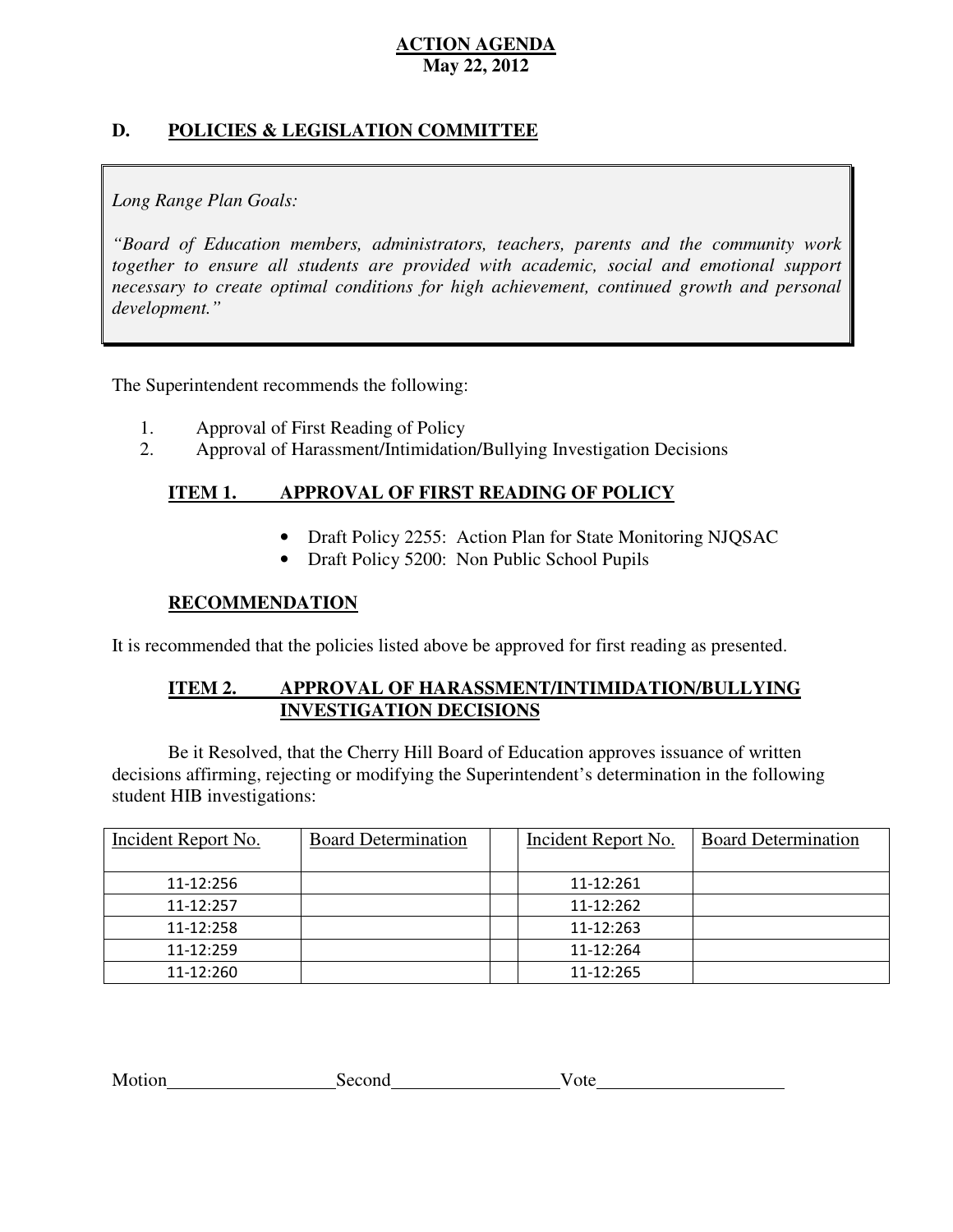**ACTION AGENDA**
**May 22, 2012**

## D. POLICIES & LEGISLATION COMMITTEE

*Long Range Plan Goals:*

*"Board of Education members, administrators, teachers, parents and the community work together to ensure all students are provided with academic, social and emotional support necessary to create optimal conditions for high achievement, continued growth and personal development."*

The Superintendent recommends the following:

1. Approval of First Reading of Policy
2. Approval of Harassment/Intimidation/Bullying Investigation Decisions

### ITEM 1. APPROVAL OF FIRST READING OF POLICY

- Draft Policy 2255: Action Plan for State Monitoring NJQSAC
- Draft Policy 5200: Non Public School Pupils

### RECOMMENDATION

It is recommended that the policies listed above be approved for first reading as presented.

### ITEM 2. APPROVAL OF HARASSMENT/INTIMIDATION/BULLYING INVESTIGATION DECISIONS

Be it Resolved, that the Cherry Hill Board of Education approves issuance of written decisions affirming, rejecting or modifying the Superintendent's determination in the following student HIB investigations:

| Incident Report No. | Board Determination | | Incident Report No. | Board Determination |
|---|---|---|---|---|
| 11-12:256 | | | 11-12:261 | |
| 11-12:257 | | | 11-12:262 | |
| 11-12:258 | | | 11-12:263 | |
| 11-12:259 | | | 11-12:264 | |
| 11-12:260 | | | 11-12:265 | |

Motion__________________ Second__________________ Vote____________________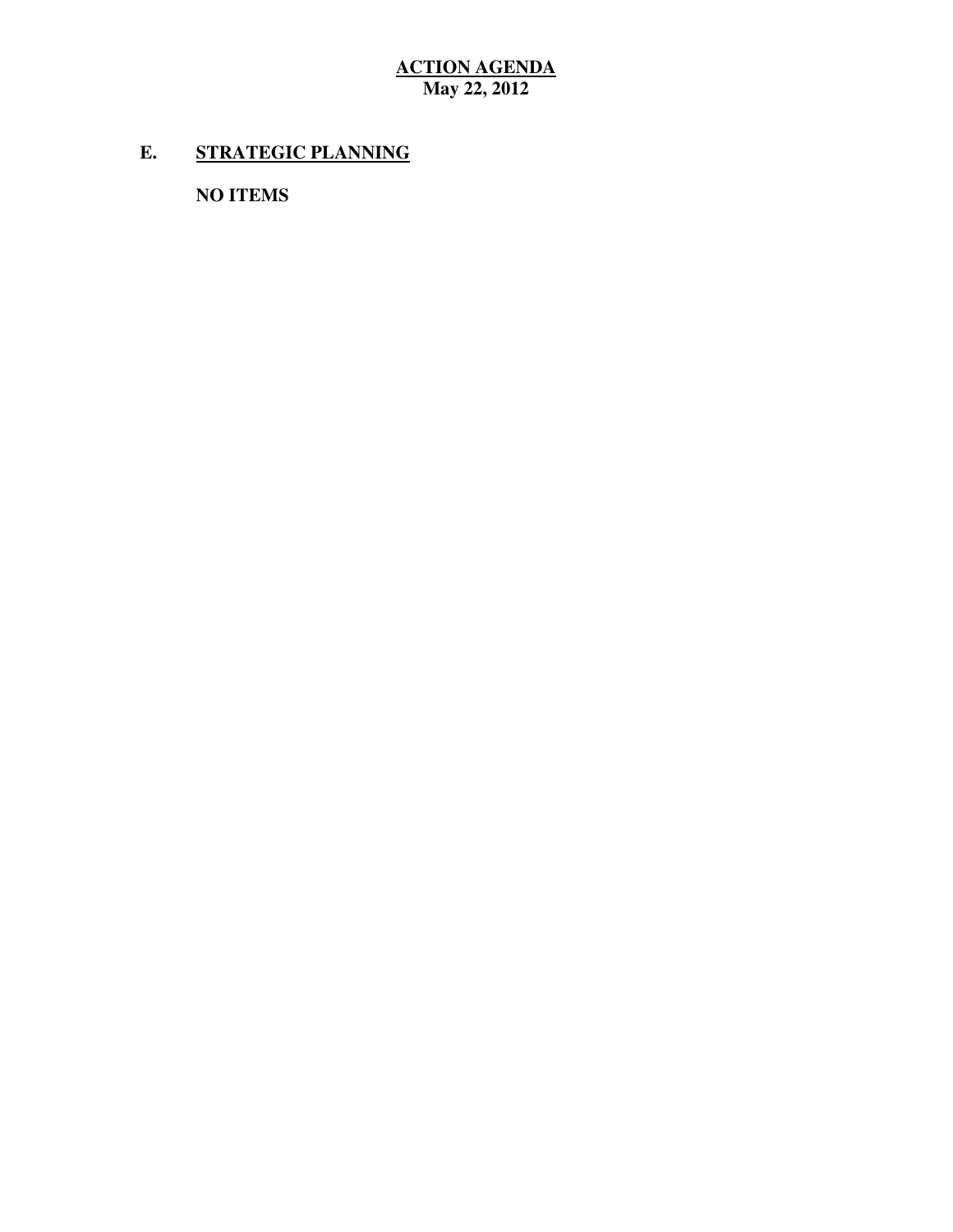**ACTION AGENDA**
**May 22, 2012**

## E. STRATEGIC PLANNING

**NO ITEMS**